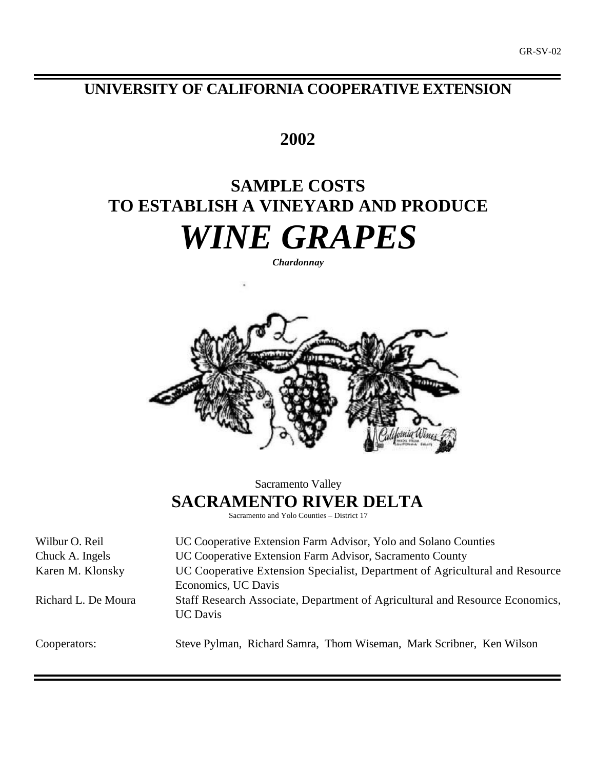GR-SV-02

# UNIVERSITY OF CALIFORNIA COOPERATIVE EXTENSION

## 2002

# SAMPLE COSTS TO ESTABLISH A VINEYARD AND PRODUCE

# *WINE GRAPES*

***Chardonnay***

Sacramento Valley

## SACRAMENTO RIVER DELTA

Sacramento and Yolo Counties – District 17

| | |
|---|---|
| Wilbur O. Reil | UC Cooperative Extension Farm Advisor, Yolo and Solano Counties |
| Chuck A. Ingels | UC Cooperative Extension Farm Advisor, Sacramento County |
| Karen M. Klonsky | UC Cooperative Extension Specialist, Department of Agricultural and Resource Economics, UC Davis |
| Richard L. De Moura | Staff Research Associate, Department of Agricultural and Resource Economics, UC Davis |
| Cooperators: | Steve Pylman, Richard Samra, Thom Wiseman, Mark Scribner, Ken Wilson |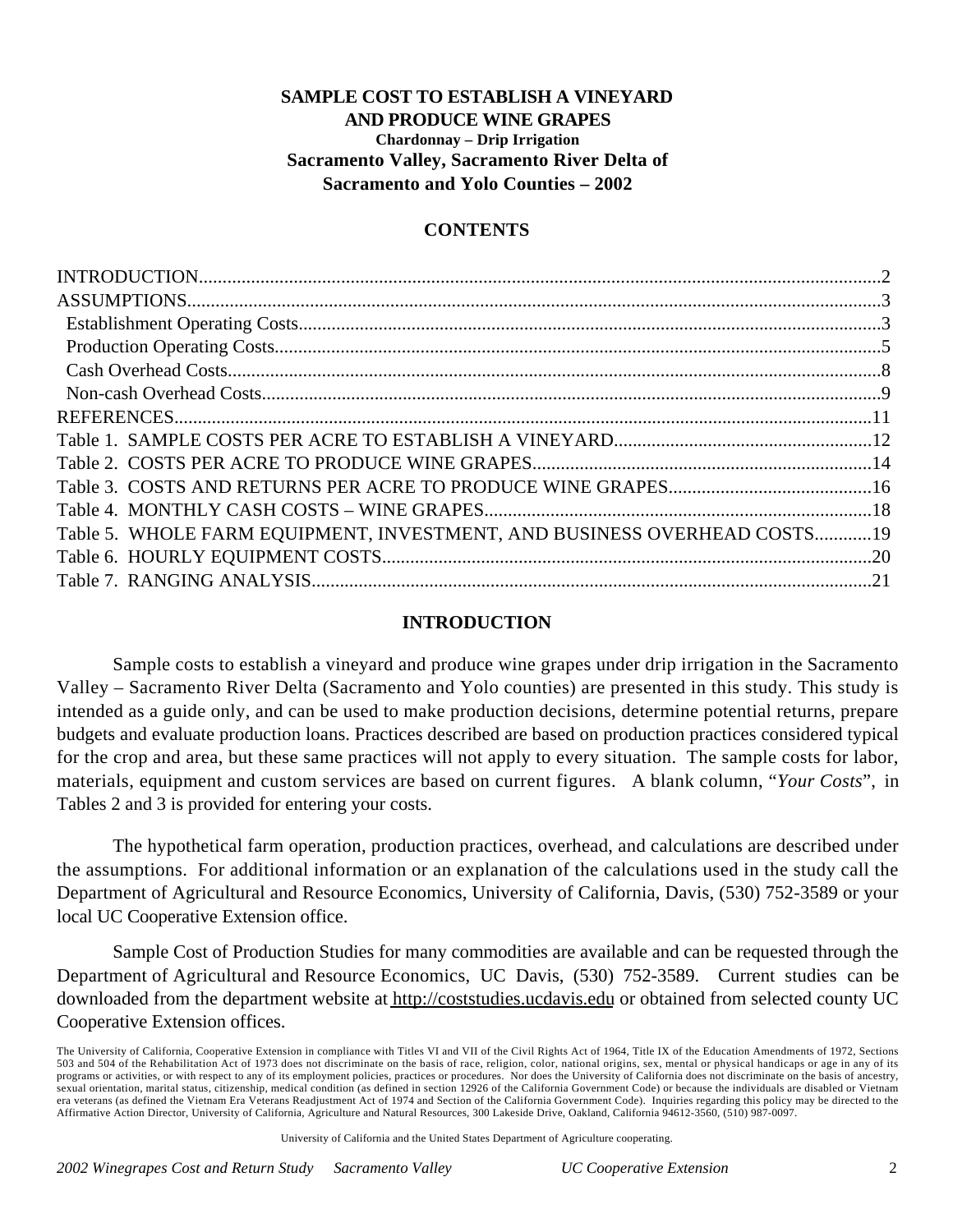# SAMPLE COST TO ESTABLISH A VINEYARD AND PRODUCE WINE GRAPES

### Chardonnay – Drip Irrigation

## Sacramento Valley, Sacramento River Delta of Sacramento and Yolo Counties – 2002

## CONTENTS

INTRODUCTION.....2
ASSUMPTIONS.....3
  Establishment Operating Costs.....3
  Production Operating Costs.....5
  Cash Overhead Costs.....8
  Non-cash Overhead Costs.....9
REFERENCES.....11
Table 1. SAMPLE COSTS PER ACRE TO ESTABLISH A VINEYARD.....12
Table 2. COSTS PER ACRE TO PRODUCE WINE GRAPES.....14
Table 3. COSTS AND RETURNS PER ACRE TO PRODUCE WINE GRAPES.....16
Table 4. MONTHLY CASH COSTS – WINE GRAPES.....18
Table 5. WHOLE FARM EQUIPMENT, INVESTMENT, AND BUSINESS OVERHEAD COSTS.....19
Table 6. HOURLY EQUIPMENT COSTS.....20
Table 7. RANGING ANALYSIS.....21

## INTRODUCTION

Sample costs to establish a vineyard and produce wine grapes under drip irrigation in the Sacramento Valley – Sacramento River Delta (Sacramento and Yolo counties) are presented in this study. This study is intended as a guide only, and can be used to make production decisions, determine potential returns, prepare budgets and evaluate production loans. Practices described are based on production practices considered typical for the crop and area, but these same practices will not apply to every situation. The sample costs for labor, materials, equipment and custom services are based on current figures. A blank column, "*Your Costs*", in Tables 2 and 3 is provided for entering your costs.

The hypothetical farm operation, production practices, overhead, and calculations are described under the assumptions. For additional information or an explanation of the calculations used in the study call the Department of Agricultural and Resource Economics, University of California, Davis, (530) 752-3589 or your local UC Cooperative Extension office.

Sample Cost of Production Studies for many commodities are available and can be requested through the Department of Agricultural and Resource Economics, UC Davis, (530) 752-3589. Current studies can be downloaded from the department website at http://coststudies.ucdavis.edu or obtained from selected county UC Cooperative Extension offices.

The University of California, Cooperative Extension in compliance with Titles VI and VII of the Civil Rights Act of 1964, Title IX of the Education Amendments of 1972, Sections 503 and 504 of the Rehabilitation Act of 1973 does not discriminate on the basis of race, religion, color, national origins, sex, mental or physical handicaps or age in any of its programs or activities, or with respect to any of its employment policies, practices or procedures. Nor does the University of California does not discriminate on the basis of ancestry, sexual orientation, marital status, citizenship, medical condition (as defined in section 12926 of the California Government Code) or because the individuals are disabled or Vietnam era veterans (as defined the Vietnam Era Veterans Readjustment Act of 1974 and Section of the California Government Code). Inquiries regarding this policy may be directed to the Affirmative Action Director, University of California, Agriculture and Natural Resources, 300 Lakeside Drive, Oakland, California 94612-3560, (510) 987-0097.

University of California and the United States Department of Agriculture cooperating.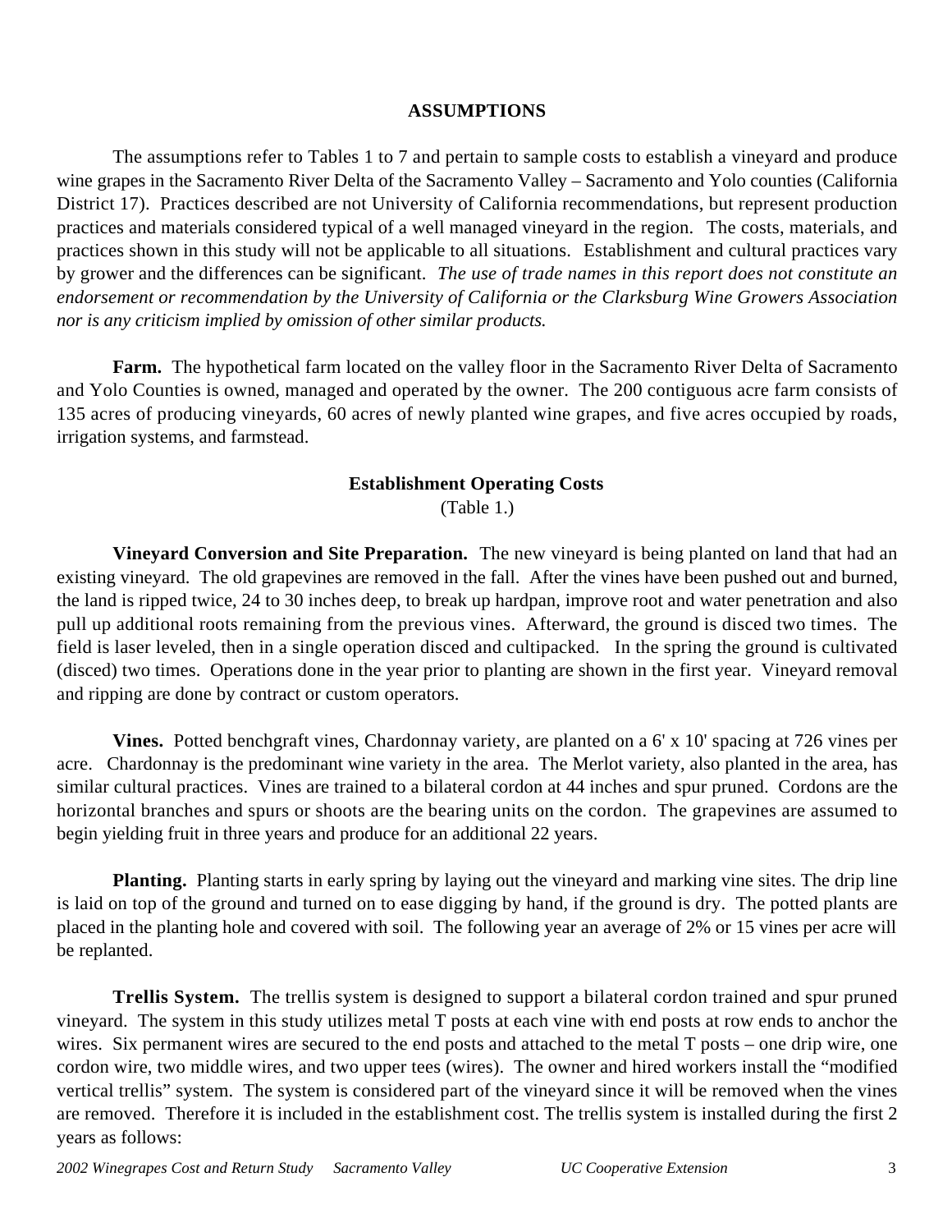## ASSUMPTIONS

The assumptions refer to Tables 1 to 7 and pertain to sample costs to establish a vineyard and produce wine grapes in the Sacramento River Delta of the Sacramento Valley – Sacramento and Yolo counties (California District 17). Practices described are not University of California recommendations, but represent production practices and materials considered typical of a well managed vineyard in the region. The costs, materials, and practices shown in this study will not be applicable to all situations. Establishment and cultural practices vary by grower and the differences can be significant. *The use of trade names in this report does not constitute an endorsement or recommendation by the University of California or the Clarksburg Wine Growers Association nor is any criticism implied by omission of other similar products.*

**Farm.** The hypothetical farm located on the valley floor in the Sacramento River Delta of Sacramento and Yolo Counties is owned, managed and operated by the owner. The 200 contiguous acre farm consists of 135 acres of producing vineyards, 60 acres of newly planted wine grapes, and five acres occupied by roads, irrigation systems, and farmstead.

### Establishment Operating Costs

(Table 1.)

**Vineyard Conversion and Site Preparation.** The new vineyard is being planted on land that had an existing vineyard. The old grapevines are removed in the fall. After the vines have been pushed out and burned, the land is ripped twice, 24 to 30 inches deep, to break up hardpan, improve root and water penetration and also pull up additional roots remaining from the previous vines. Afterward, the ground is disced two times. The field is laser leveled, then in a single operation disced and cultipacked. In the spring the ground is cultivated (disced) two times. Operations done in the year prior to planting are shown in the first year. Vineyard removal and ripping are done by contract or custom operators.

**Vines.** Potted benchgraft vines, Chardonnay variety, are planted on a 6' x 10' spacing at 726 vines per acre. Chardonnay is the predominant wine variety in the area. The Merlot variety, also planted in the area, has similar cultural practices. Vines are trained to a bilateral cordon at 44 inches and spur pruned. Cordons are the horizontal branches and spurs or shoots are the bearing units on the cordon. The grapevines are assumed to begin yielding fruit in three years and produce for an additional 22 years.

**Planting.** Planting starts in early spring by laying out the vineyard and marking vine sites. The drip line is laid on top of the ground and turned on to ease digging by hand, if the ground is dry. The potted plants are placed in the planting hole and covered with soil. The following year an average of 2% or 15 vines per acre will be replanted.

**Trellis System.** The trellis system is designed to support a bilateral cordon trained and spur pruned vineyard. The system in this study utilizes metal T posts at each vine with end posts at row ends to anchor the wires. Six permanent wires are secured to the end posts and attached to the metal T posts – one drip wire, one cordon wire, two middle wires, and two upper tees (wires). The owner and hired workers install the "modified vertical trellis" system. The system is considered part of the vineyard since it will be removed when the vines are removed. Therefore it is included in the establishment cost. The trellis system is installed during the first 2 years as follows: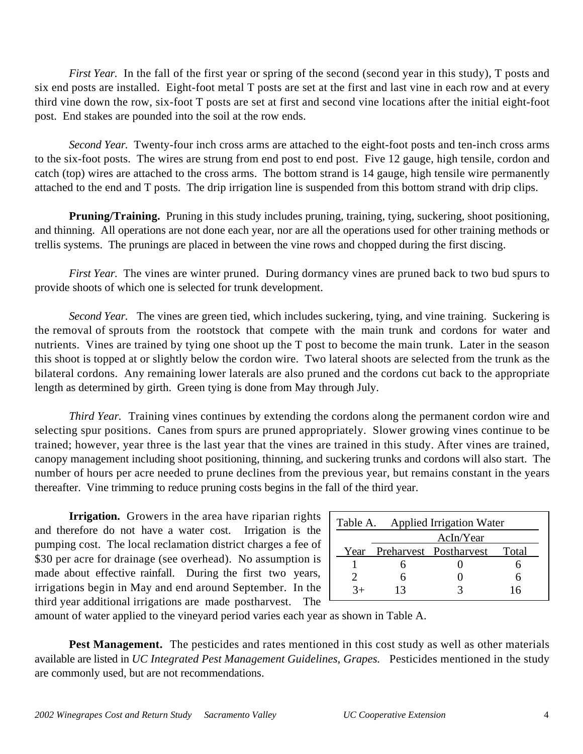*First Year.* In the fall of the first year or spring of the second (second year in this study), T posts and six end posts are installed. Eight-foot metal T posts are set at the first and last vine in each row and at every third vine down the row, six-foot T posts are set at first and second vine locations after the initial eight-foot post. End stakes are pounded into the soil at the row ends.

*Second Year.* Twenty-four inch cross arms are attached to the eight-foot posts and ten-inch cross arms to the six-foot posts. The wires are strung from end post to end post. Five 12 gauge, high tensile, cordon and catch (top) wires are attached to the cross arms. The bottom strand is 14 gauge, high tensile wire permanently attached to the end and T posts. The drip irrigation line is suspended from this bottom strand with drip clips.

**Pruning/Training.** Pruning in this study includes pruning, training, tying, suckering, shoot positioning, and thinning. All operations are not done each year, nor are all the operations used for other training methods or trellis systems. The prunings are placed in between the vine rows and chopped during the first discing.

*First Year.* The vines are winter pruned. During dormancy vines are pruned back to two bud spurs to provide shoots of which one is selected for trunk development.

*Second Year.* The vines are green tied, which includes suckering, tying, and vine training. Suckering is the removal of sprouts from the rootstock that compete with the main trunk and cordons for water and nutrients. Vines are trained by tying one shoot up the T post to become the main trunk. Later in the season this shoot is topped at or slightly below the cordon wire. Two lateral shoots are selected from the trunk as the bilateral cordons. Any remaining lower laterals are also pruned and the cordons cut back to the appropriate length as determined by girth. Green tying is done from May through July.

*Third Year.* Training vines continues by extending the cordons along the permanent cordon wire and selecting spur positions. Canes from spurs are pruned appropriately. Slower growing vines continue to be trained; however, year three is the last year that the vines are trained in this study. After vines are trained, canopy management including shoot positioning, thinning, and suckering trunks and cordons will also start. The number of hours per acre needed to prune declines from the previous year, but remains constant in the years thereafter. Vine trimming to reduce pruning costs begins in the fall of the third year.

**Irrigation.** Growers in the area have riparian rights and therefore do not have a water cost. Irrigation is the pumping cost. The local reclamation district charges a fee of $30 per acre for drainage (see overhead). No assumption is made about effective rainfall. During the first two years, irrigations begin in May and end around September. In the third year additional irrigations are made postharvest. The amount of water applied to the vineyard period varies each year as shown in Table A.

Table A. Applied Irrigation Water

| | AcIn/Year | | |
|---|---|---|---|
| Year | Preharvest | Postharvest | Total |
| 1 | 6 | 0 | 6 |
| 2 | 6 | 0 | 6 |
| 3+ | 13 | 3 | 16 |

**Pest Management.** The pesticides and rates mentioned in this cost study as well as other materials available are listed in *UC Integrated Pest Management Guidelines, Grapes.* Pesticides mentioned in the study are commonly used, but are not recommendations.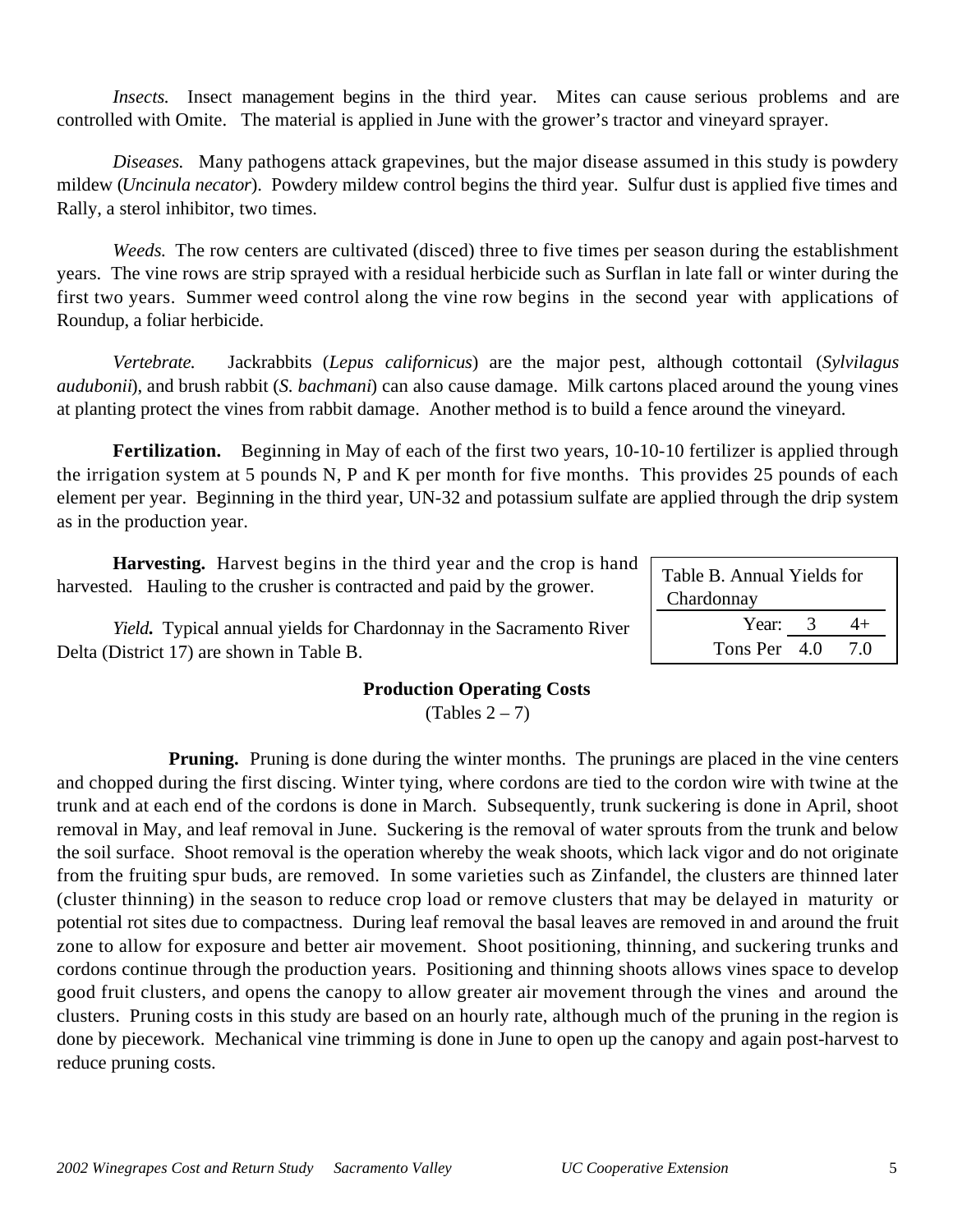*Insects.* Insect management begins in the third year. Mites can cause serious problems and are controlled with Omite. The material is applied in June with the grower's tractor and vineyard sprayer.

*Diseases.* Many pathogens attack grapevines, but the major disease assumed in this study is powdery mildew (*Uncinula necator*). Powdery mildew control begins the third year. Sulfur dust is applied five times and Rally, a sterol inhibitor, two times.

*Weeds.* The row centers are cultivated (disced) three to five times per season during the establishment years. The vine rows are strip sprayed with a residual herbicide such as Surflan in late fall or winter during the first two years. Summer weed control along the vine row begins in the second year with applications of Roundup, a foliar herbicide.

*Vertebrate.* Jackrabbits (*Lepus californicus*) are the major pest, although cottontail (*Sylvilagus audubonii*), and brush rabbit (*S. bachmani*) can also cause damage. Milk cartons placed around the young vines at planting protect the vines from rabbit damage. Another method is to build a fence around the vineyard.

**Fertilization.** Beginning in May of each of the first two years, 10-10-10 fertilizer is applied through the irrigation system at 5 pounds N, P and K per month for five months. This provides 25 pounds of each element per year. Beginning in the third year, UN-32 and potassium sulfate are applied through the drip system as in the production year.

**Harvesting.** Harvest begins in the third year and the crop is hand harvested. Hauling to the crusher is contracted and paid by the grower.

***Yield.*** Typical annual yields for Chardonnay in the Sacramento River Delta (District 17) are shown in Table B.

Table B. Annual Yields for Chardonnay

| Year: | 3 | 4+ |
|---|---|---|
| Tons Per | 4.0 | 7.0 |

## Production Operating Costs

(Tables 2 – 7)

**Pruning.** Pruning is done during the winter months. The prunings are placed in the vine centers and chopped during the first discing. Winter tying, where cordons are tied to the cordon wire with twine at the trunk and at each end of the cordons is done in March. Subsequently, trunk suckering is done in April, shoot removal in May, and leaf removal in June. Suckering is the removal of water sprouts from the trunk and below the soil surface. Shoot removal is the operation whereby the weak shoots, which lack vigor and do not originate from the fruiting spur buds, are removed. In some varieties such as Zinfandel, the clusters are thinned later (cluster thinning) in the season to reduce crop load or remove clusters that may be delayed in maturity or potential rot sites due to compactness. During leaf removal the basal leaves are removed in and around the fruit zone to allow for exposure and better air movement. Shoot positioning, thinning, and suckering trunks and cordons continue through the production years. Positioning and thinning shoots allows vines space to develop good fruit clusters, and opens the canopy to allow greater air movement through the vines and around the clusters. Pruning costs in this study are based on an hourly rate, although much of the pruning in the region is done by piecework. Mechanical vine trimming is done in June to open up the canopy and again post-harvest to reduce pruning costs.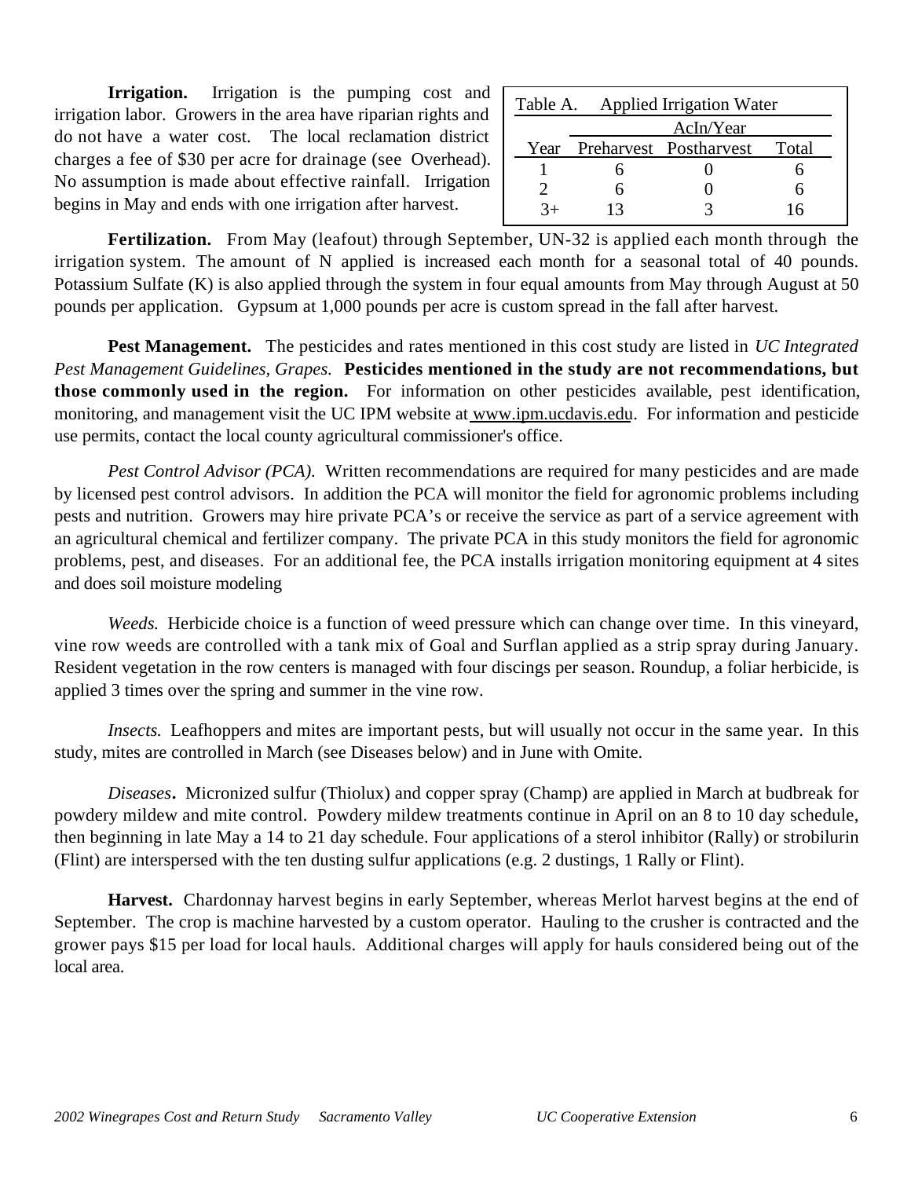**Irrigation.** Irrigation is the pumping cost and irrigation labor. Growers in the area have riparian rights and do not have a water cost. The local reclamation district charges a fee of $30 per acre for drainage (see Overhead). No assumption is made about effective rainfall. Irrigation begins in May and ends with one irrigation after harvest.

Table A. Applied Irrigation Water

| | AcIn/Year | | |
|---|---|---|---|
| Year | Preharvest | Postharvest | Total |
| 1 | 6 | 0 | 6 |
| 2 | 6 | 0 | 6 |
| 3+ | 13 | 3 | 16 |

**Fertilization.** From May (leafout) through September, UN-32 is applied each month through the irrigation system. The amount of N applied is increased each month for a seasonal total of 40 pounds. Potassium Sulfate (K) is also applied through the system in four equal amounts from May through August at 50 pounds per application. Gypsum at 1,000 pounds per acre is custom spread in the fall after harvest.

**Pest Management.** The pesticides and rates mentioned in this cost study are listed in *UC Integrated Pest Management Guidelines, Grapes.* **Pesticides mentioned in the study are not recommendations, but those commonly used in the region.** For information on other pesticides available, pest identification, monitoring, and management visit the UC IPM website at www.ipm.ucdavis.edu. For information and pesticide use permits, contact the local county agricultural commissioner's office.

*Pest Control Advisor (PCA).* Written recommendations are required for many pesticides and are made by licensed pest control advisors. In addition the PCA will monitor the field for agronomic problems including pests and nutrition. Growers may hire private PCA's or receive the service as part of a service agreement with an agricultural chemical and fertilizer company. The private PCA in this study monitors the field for agronomic problems, pest, and diseases. For an additional fee, the PCA installs irrigation monitoring equipment at 4 sites and does soil moisture modeling

*Weeds.* Herbicide choice is a function of weed pressure which can change over time. In this vineyard, vine row weeds are controlled with a tank mix of Goal and Surflan applied as a strip spray during January. Resident vegetation in the row centers is managed with four discings per season. Roundup, a foliar herbicide, is applied 3 times over the spring and summer in the vine row.

*Insects.* Leafhoppers and mites are important pests, but will usually not occur in the same year. In this study, mites are controlled in March (see Diseases below) and in June with Omite.

*Diseases***.** Micronized sulfur (Thiolux) and copper spray (Champ) are applied in March at budbreak for powdery mildew and mite control. Powdery mildew treatments continue in April on an 8 to 10 day schedule, then beginning in late May a 14 to 21 day schedule. Four applications of a sterol inhibitor (Rally) or strobilurin (Flint) are interspersed with the ten dusting sulfur applications (e.g. 2 dustings, 1 Rally or Flint).

**Harvest.** Chardonnay harvest begins in early September, whereas Merlot harvest begins at the end of September. The crop is machine harvested by a custom operator. Hauling to the crusher is contracted and the grower pays $15 per load for local hauls. Additional charges will apply for hauls considered being out of the local area.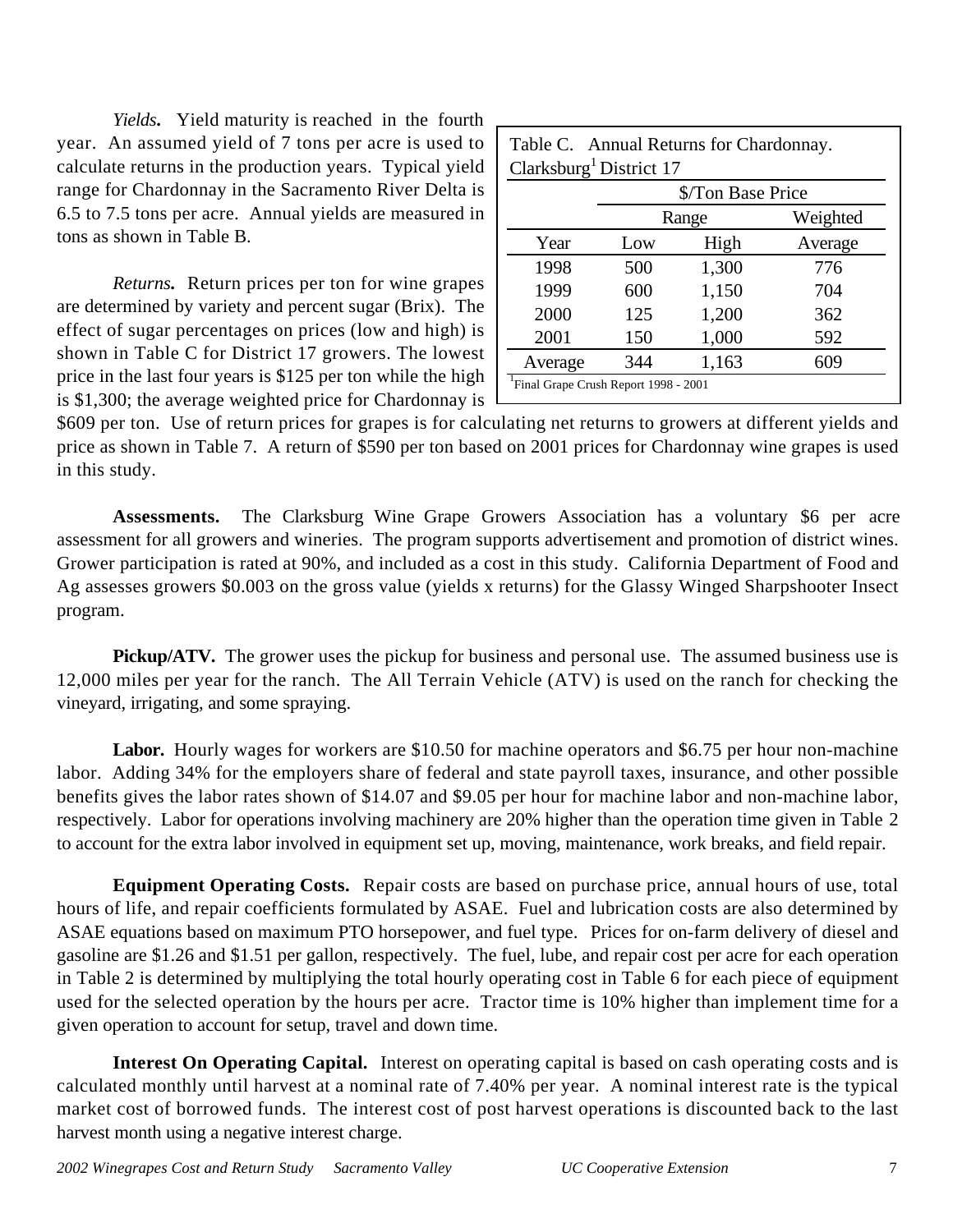*Yields.* Yield maturity is reached in the fourth year. An assumed yield of 7 tons per acre is used to calculate returns in the production years. Typical yield range for Chardonnay in the Sacramento River Delta is 6.5 to 7.5 tons per acre. Annual yields are measured in tons as shown in Table B.

*Returns.* Return prices per ton for wine grapes are determined by variety and percent sugar (Brix). The effect of sugar percentages on prices (low and high) is shown in Table C for District 17 growers. The lowest price in the last four years is $125 per ton while the high is $1,300; the average weighted price for Chardonnay is $609 per ton. Use of return prices for grapes is for calculating net returns to growers at different yields and price as shown in Table 7. A return of $590 per ton based on 2001 prices for Chardonnay wine grapes is used in this study.

Table C. Annual Returns for Chardonnay. Clarksburg[1] District 17

| | $/Ton Base Price | | |
|---|---|---|---|
| | Range | | Weighted |
| Year | Low | High | Average |
| 1998 | 500 | 1,300 | 776 |
| 1999 | 600 | 1,150 | 704 |
| 2000 | 125 | 1,200 | 362 |
| 2001 | 150 | 1,000 | 592 |
| Average | 344 | 1,163 | 609 |

[1]Final Grape Crush Report 1998 - 2001

**Assessments.** The Clarksburg Wine Grape Growers Association has a voluntary $6 per acre assessment for all growers and wineries. The program supports advertisement and promotion of district wines. Grower participation is rated at 90%, and included as a cost in this study. California Department of Food and Ag assesses growers $0.003 on the gross value (yields x returns) for the Glassy Winged Sharpshooter Insect program.

**Pickup/ATV.** The grower uses the pickup for business and personal use. The assumed business use is 12,000 miles per year for the ranch. The All Terrain Vehicle (ATV) is used on the ranch for checking the vineyard, irrigating, and some spraying.

**Labor.** Hourly wages for workers are $10.50 for machine operators and $6.75 per hour non-machine labor. Adding 34% for the employers share of federal and state payroll taxes, insurance, and other possible benefits gives the labor rates shown of $14.07 and $9.05 per hour for machine labor and non-machine labor, respectively. Labor for operations involving machinery are 20% higher than the operation time given in Table 2 to account for the extra labor involved in equipment set up, moving, maintenance, work breaks, and field repair.

**Equipment Operating Costs.** Repair costs are based on purchase price, annual hours of use, total hours of life, and repair coefficients formulated by ASAE. Fuel and lubrication costs are also determined by ASAE equations based on maximum PTO horsepower, and fuel type. Prices for on-farm delivery of diesel and gasoline are $1.26 and $1.51 per gallon, respectively. The fuel, lube, and repair cost per acre for each operation in Table 2 is determined by multiplying the total hourly operating cost in Table 6 for each piece of equipment used for the selected operation by the hours per acre. Tractor time is 10% higher than implement time for a given operation to account for setup, travel and down time.

**Interest On Operating Capital.** Interest on operating capital is based on cash operating costs and is calculated monthly until harvest at a nominal rate of 7.40% per year. A nominal interest rate is the typical market cost of borrowed funds. The interest cost of post harvest operations is discounted back to the last harvest month using a negative interest charge.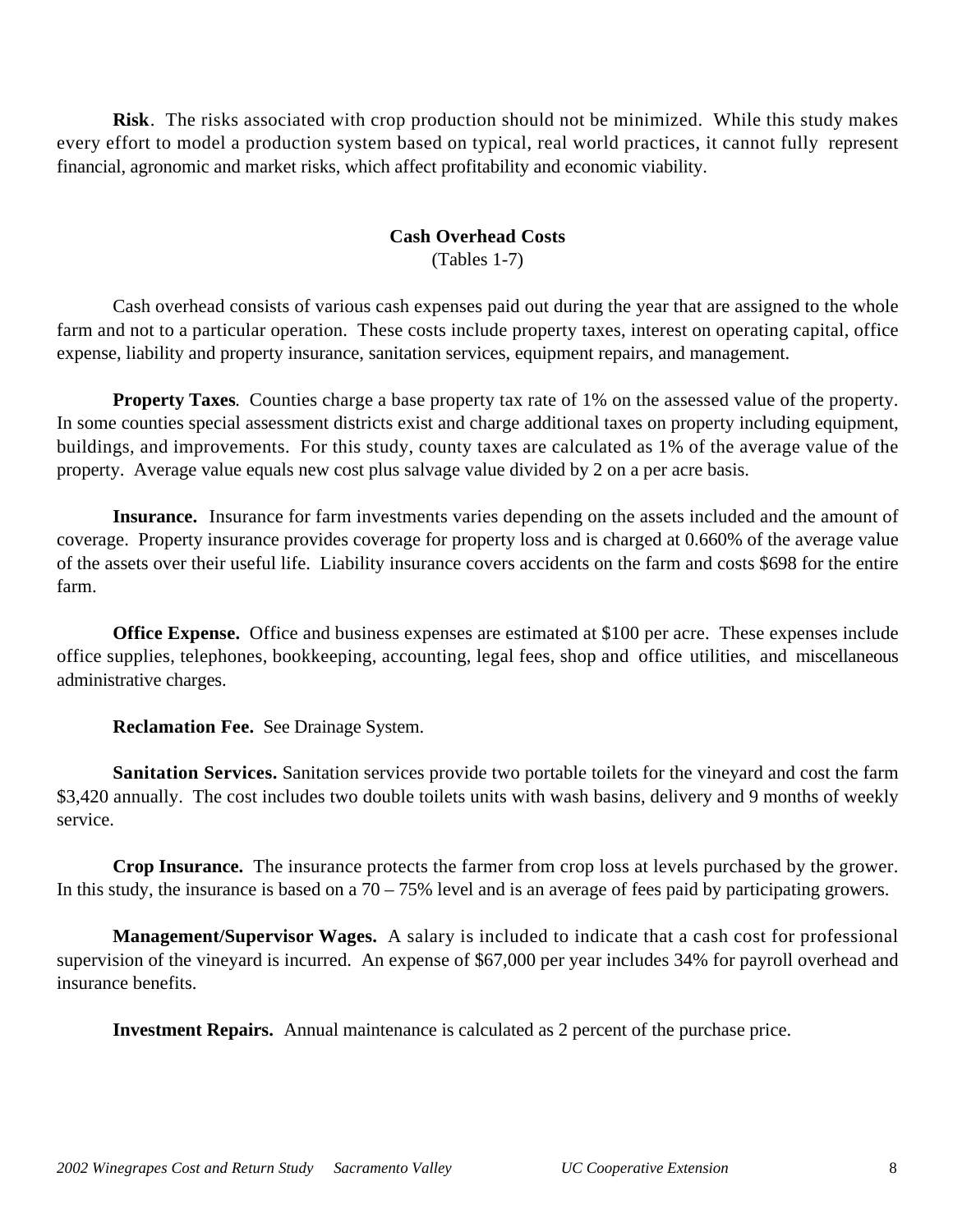**Risk**. The risks associated with crop production should not be minimized. While this study makes every effort to model a production system based on typical, real world practices, it cannot fully represent financial, agronomic and market risks, which affect profitability and economic viability.

## Cash Overhead Costs

(Tables 1-7)

Cash overhead consists of various cash expenses paid out during the year that are assigned to the whole farm and not to a particular operation. These costs include property taxes, interest on operating capital, office expense, liability and property insurance, sanitation services, equipment repairs, and management.

**Property Taxes**. Counties charge a base property tax rate of 1% on the assessed value of the property. In some counties special assessment districts exist and charge additional taxes on property including equipment, buildings, and improvements. For this study, county taxes are calculated as 1% of the average value of the property. Average value equals new cost plus salvage value divided by 2 on a per acre basis.

**Insurance.** Insurance for farm investments varies depending on the assets included and the amount of coverage. Property insurance provides coverage for property loss and is charged at 0.660% of the average value of the assets over their useful life. Liability insurance covers accidents on the farm and costs $698 for the entire farm.

**Office Expense.** Office and business expenses are estimated at $100 per acre. These expenses include office supplies, telephones, bookkeeping, accounting, legal fees, shop and office utilities, and miscellaneous administrative charges.

**Reclamation Fee.** See Drainage System.

**Sanitation Services.** Sanitation services provide two portable toilets for the vineyard and cost the farm $3,420 annually. The cost includes two double toilets units with wash basins, delivery and 9 months of weekly service.

**Crop Insurance.** The insurance protects the farmer from crop loss at levels purchased by the grower. In this study, the insurance is based on a 70 – 75% level and is an average of fees paid by participating growers.

**Management/Supervisor Wages.** A salary is included to indicate that a cash cost for professional supervision of the vineyard is incurred. An expense of $67,000 per year includes 34% for payroll overhead and insurance benefits.

**Investment Repairs.** Annual maintenance is calculated as 2 percent of the purchase price.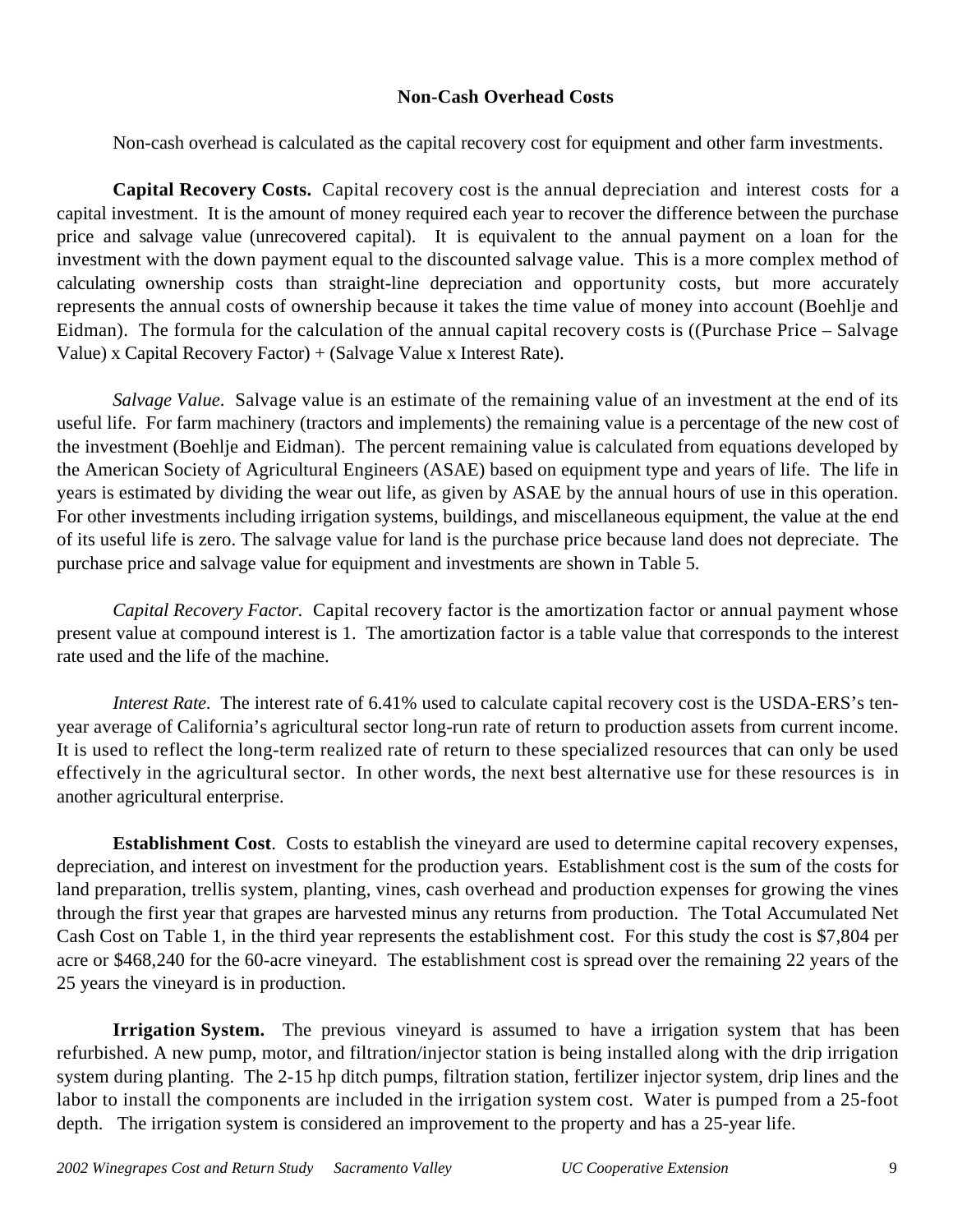### Non-Cash Overhead Costs

Non-cash overhead is calculated as the capital recovery cost for equipment and other farm investments.

**Capital Recovery Costs.** Capital recovery cost is the annual depreciation and interest costs for a capital investment. It is the amount of money required each year to recover the difference between the purchase price and salvage value (unrecovered capital). It is equivalent to the annual payment on a loan for the investment with the down payment equal to the discounted salvage value. This is a more complex method of calculating ownership costs than straight-line depreciation and opportunity costs, but more accurately represents the annual costs of ownership because it takes the time value of money into account (Boehlje and Eidman). The formula for the calculation of the annual capital recovery costs is ((Purchase Price – Salvage Value) x Capital Recovery Factor) + (Salvage Value x Interest Rate).

*Salvage Value*. Salvage value is an estimate of the remaining value of an investment at the end of its useful life. For farm machinery (tractors and implements) the remaining value is a percentage of the new cost of the investment (Boehlje and Eidman). The percent remaining value is calculated from equations developed by the American Society of Agricultural Engineers (ASAE) based on equipment type and years of life. The life in years is estimated by dividing the wear out life, as given by ASAE by the annual hours of use in this operation. For other investments including irrigation systems, buildings, and miscellaneous equipment, the value at the end of its useful life is zero. The salvage value for land is the purchase price because land does not depreciate. The purchase price and salvage value for equipment and investments are shown in Table 5.

*Capital Recovery Factor.* Capital recovery factor is the amortization factor or annual payment whose present value at compound interest is 1. The amortization factor is a table value that corresponds to the interest rate used and the life of the machine.

*Interest Rate.* The interest rate of 6.41% used to calculate capital recovery cost is the USDA-ERS's ten-year average of California's agricultural sector long-run rate of return to production assets from current income. It is used to reflect the long-term realized rate of return to these specialized resources that can only be used effectively in the agricultural sector. In other words, the next best alternative use for these resources is in another agricultural enterprise.

**Establishment Cost**. Costs to establish the vineyard are used to determine capital recovery expenses, depreciation, and interest on investment for the production years. Establishment cost is the sum of the costs for land preparation, trellis system, planting, vines, cash overhead and production expenses for growing the vines through the first year that grapes are harvested minus any returns from production. The Total Accumulated Net Cash Cost on Table 1, in the third year represents the establishment cost. For this study the cost is $7,804 per acre or $468,240 for the 60-acre vineyard. The establishment cost is spread over the remaining 22 years of the 25 years the vineyard is in production.

**Irrigation System.** The previous vineyard is assumed to have a irrigation system that has been refurbished. A new pump, motor, and filtration/injector station is being installed along with the drip irrigation system during planting. The 2-15 hp ditch pumps, filtration station, fertilizer injector system, drip lines and the labor to install the components are included in the irrigation system cost. Water is pumped from a 25-foot depth. The irrigation system is considered an improvement to the property and has a 25-year life.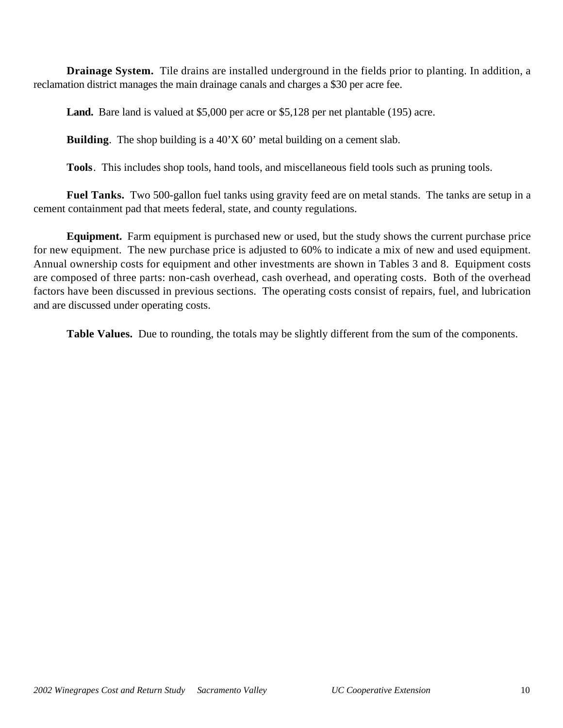**Drainage System.** Tile drains are installed underground in the fields prior to planting. In addition, a reclamation district manages the main drainage canals and charges a $30 per acre fee.

**Land.** Bare land is valued at $5,000 per acre or $5,128 per net plantable (195) acre.

**Building**. The shop building is a 40'X 60' metal building on a cement slab.

**Tools**. This includes shop tools, hand tools, and miscellaneous field tools such as pruning tools.

**Fuel Tanks.** Two 500-gallon fuel tanks using gravity feed are on metal stands. The tanks are setup in a cement containment pad that meets federal, state, and county regulations.

**Equipment.** Farm equipment is purchased new or used, but the study shows the current purchase price for new equipment. The new purchase price is adjusted to 60% to indicate a mix of new and used equipment. Annual ownership costs for equipment and other investments are shown in Tables 3 and 8. Equipment costs are composed of three parts: non-cash overhead, cash overhead, and operating costs. Both of the overhead factors have been discussed in previous sections. The operating costs consist of repairs, fuel, and lubrication and are discussed under operating costs.

**Table Values.** Due to rounding, the totals may be slightly different from the sum of the components.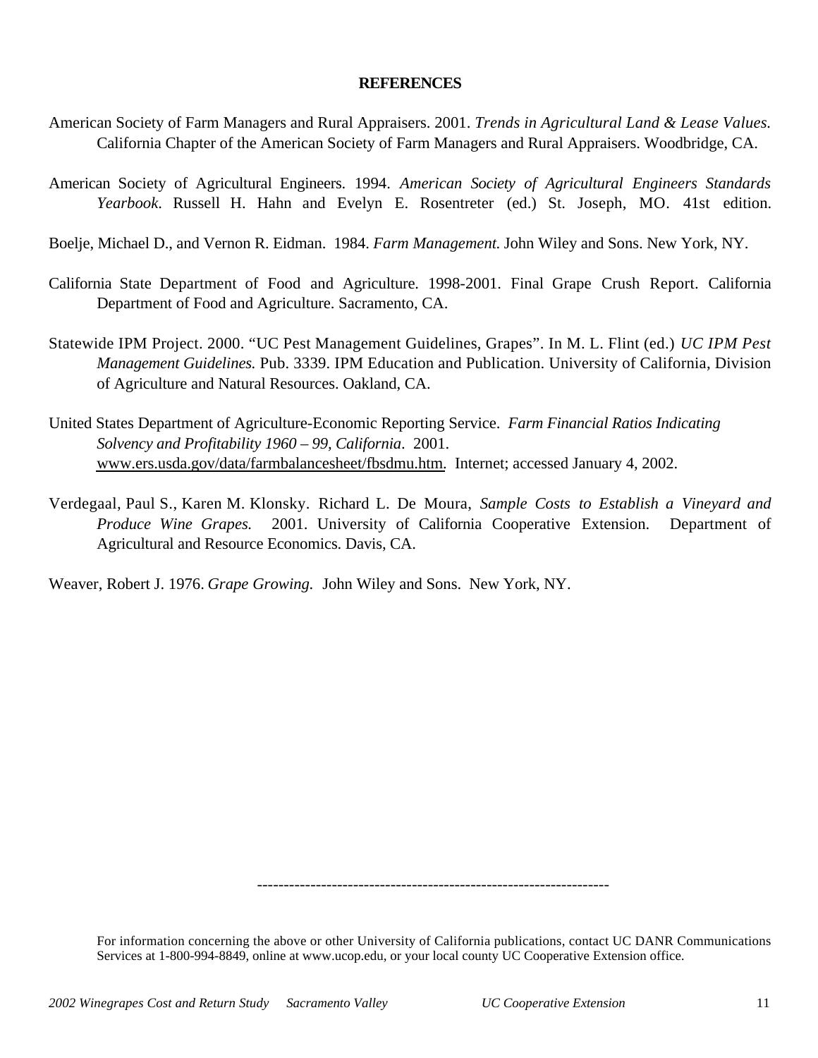## REFERENCES

American Society of Farm Managers and Rural Appraisers. 2001. *Trends in Agricultural Land & Lease Values.* California Chapter of the American Society of Farm Managers and Rural Appraisers. Woodbridge, CA.

American Society of Agricultural Engineers. 1994. *American Society of Agricultural Engineers Standards Yearbook*. Russell H. Hahn and Evelyn E. Rosentreter (ed.) St. Joseph, MO. 41st edition.

Boelje, Michael D., and Vernon R. Eidman. 1984. *Farm Management.* John Wiley and Sons. New York, NY.

California State Department of Food and Agriculture. 1998-2001. Final Grape Crush Report. California Department of Food and Agriculture. Sacramento, CA.

Statewide IPM Project. 2000. "UC Pest Management Guidelines, Grapes". In M. L. Flint (ed.) *UC IPM Pest Management Guidelines.* Pub. 3339. IPM Education and Publication. University of California, Division of Agriculture and Natural Resources. Oakland, CA.

United States Department of Agriculture-Economic Reporting Service. *Farm Financial Ratios Indicating Solvency and Profitability 1960 – 99, California*. 2001. www.ers.usda.gov/data/farmbalancesheet/fbsdmu.htm. Internet; accessed January 4, 2002.

Verdegaal, Paul S., Karen M. Klonsky. Richard L. De Moura, *Sample Costs to Establish a Vineyard and Produce Wine Grapes.* 2001. University of California Cooperative Extension. Department of Agricultural and Resource Economics. Davis, CA.

Weaver, Robert J. 1976. *Grape Growing.* John Wiley and Sons. New York, NY.

---

For information concerning the above or other University of California publications, contact UC DANR Communications Services at 1-800-994-8849, online at www.ucop.edu, or your local county UC Cooperative Extension office.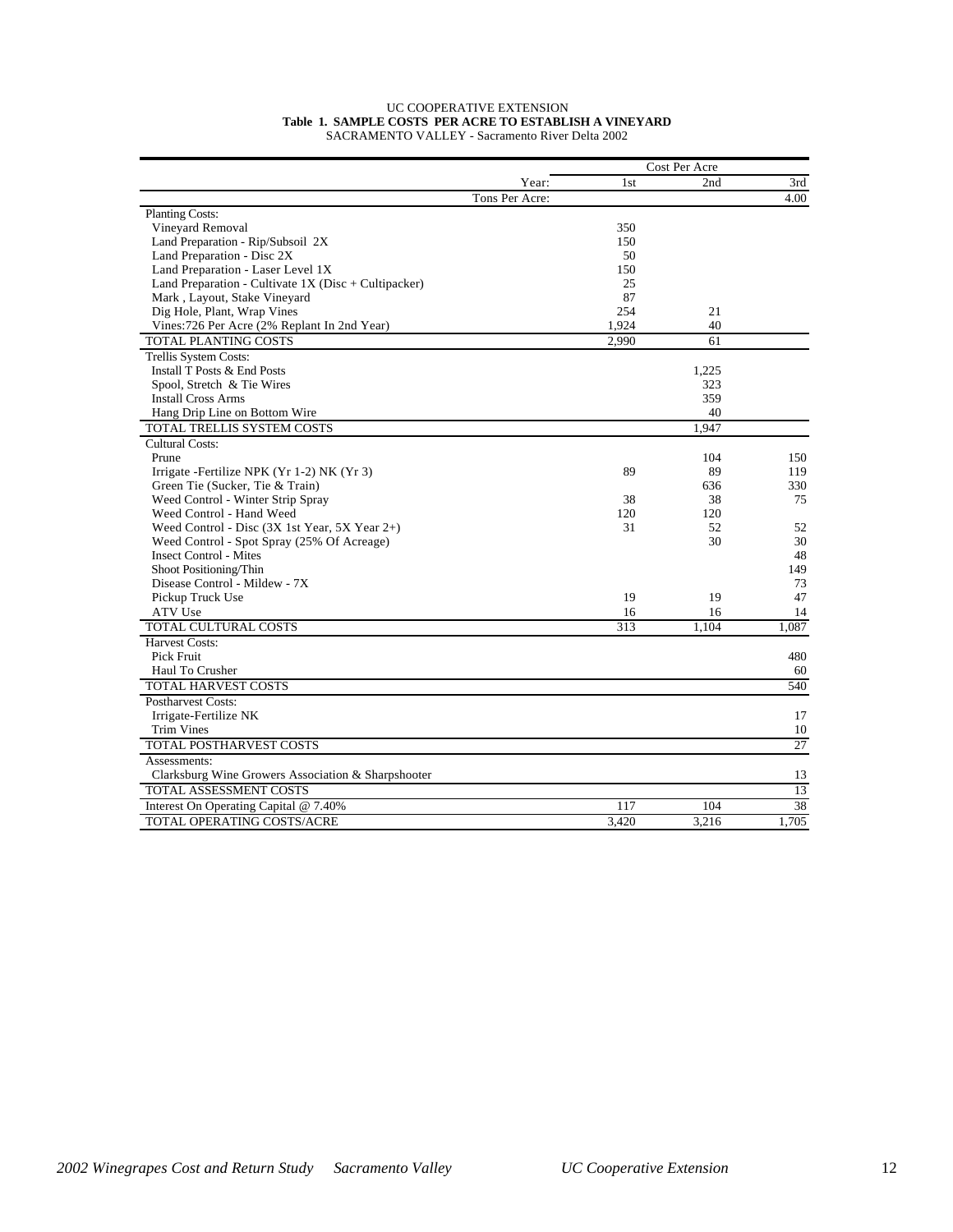UC COOPERATIVE EXTENSION

**Table 1. SAMPLE COSTS PER ACRE TO ESTABLISH A VINEYARD**

SACRAMENTO VALLEY - Sacramento River Delta 2002

| | Cost Per Acre | | |
|---|---|---|---|
| Year: | 1st | 2nd | 3rd |
| Tons Per Acre: | | | 4.00 |
| Planting Costs: | | | |
| Vineyard Removal | 350 | | |
| Land Preparation - Rip/Subsoil 2X | 150 | | |
| Land Preparation - Disc 2X | 50 | | |
| Land Preparation - Laser Level 1X | 150 | | |
| Land Preparation - Cultivate 1X (Disc + Cultipacker) | 25 | | |
| Mark , Layout, Stake Vineyard | 87 | | |
| Dig Hole, Plant, Wrap Vines | 254 | 21 | |
| Vines:726 Per Acre (2% Replant In 2nd Year) | 1,924 | 40 | |
| TOTAL PLANTING COSTS | 2,990 | 61 | |
| Trellis System Costs: | | | |
| Install T Posts & End Posts | | 1,225 | |
| Spool, Stretch & Tie Wires | | 323 | |
| Install Cross Arms | | 359 | |
| Hang Drip Line on Bottom Wire | | 40 | |
| TOTAL TRELLIS SYSTEM COSTS | | 1,947 | |
| Cultural Costs: | | | |
| Prune | | 104 | 150 |
| Irrigate -Fertilize NPK (Yr 1-2) NK (Yr 3) | 89 | 89 | 119 |
| Green Tie (Sucker, Tie & Train) | | 636 | 330 |
| Weed Control - Winter Strip Spray | 38 | 38 | 75 |
| Weed Control - Hand Weed | 120 | 120 | |
| Weed Control - Disc (3X 1st Year, 5X Year 2+) | 31 | 52 | 52 |
| Weed Control - Spot Spray (25% Of Acreage) | | 30 | 30 |
| Insect Control - Mites | | | 48 |
| Shoot Positioning/Thin | | | 149 |
| Disease Control - Mildew - 7X | | | 73 |
| Pickup Truck Use | 19 | 19 | 47 |
| ATV Use | 16 | 16 | 14 |
| TOTAL CULTURAL COSTS | 313 | 1,104 | 1,087 |
| Harvest Costs: | | | |
| Pick Fruit | | | 480 |
| Haul To Crusher | | | 60 |
| TOTAL HARVEST COSTS | | | 540 |
| Postharvest Costs: | | | |
| Irrigate-Fertilize NK | | | 17 |
| Trim Vines | | | 10 |
| TOTAL POSTHARVEST COSTS | | | 27 |
| Assessments: | | | |
| Clarksburg Wine Growers Association & Sharpshooter | | | 13 |
| TOTAL ASSESSMENT COSTS | | | 13 |
| Interest On Operating Capital @ 7.40% | 117 | 104 | 38 |
| TOTAL OPERATING COSTS/ACRE | 3,420 | 3,216 | 1,705 |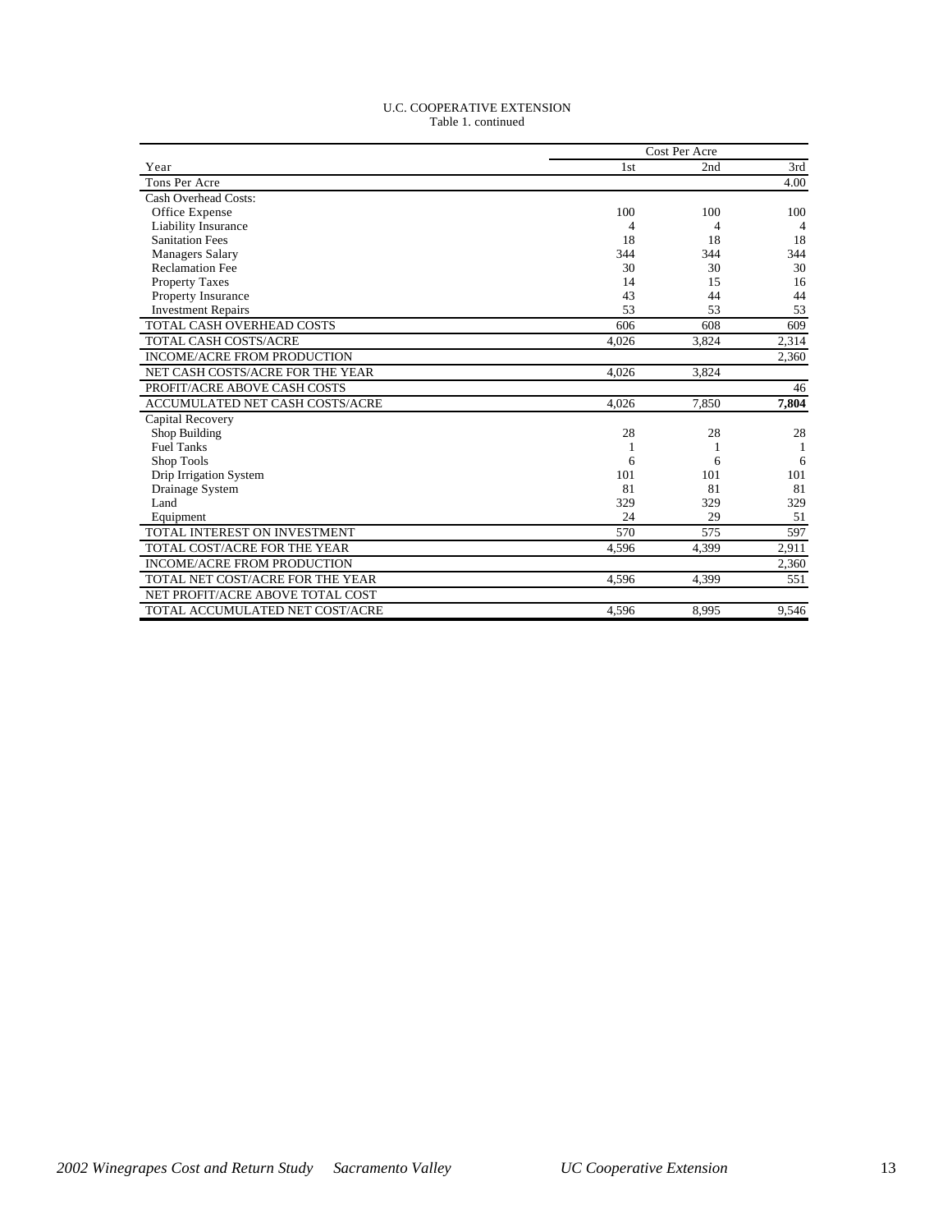U.C. COOPERATIVE EXTENSION

Table 1. continued

| | Cost Per Acre | | |
|---|---|---|---|
| Year | 1st | 2nd | 3rd |
| Tons Per Acre | | | 4.00 |
| Cash Overhead Costs: | | | |
| Office Expense | 100 | 100 | 100 |
| Liability Insurance | 4 | 4 | 4 |
| Sanitation Fees | 18 | 18 | 18 |
| Managers Salary | 344 | 344 | 344 |
| Reclamation Fee | 30 | 30 | 30 |
| Property Taxes | 14 | 15 | 16 |
| Property Insurance | 43 | 44 | 44 |
| Investment Repairs | 53 | 53 | 53 |
| TOTAL CASH OVERHEAD COSTS | 606 | 608 | 609 |
| TOTAL CASH COSTS/ACRE | 4,026 | 3,824 | 2,314 |
| INCOME/ACRE FROM PRODUCTION | | | 2,360 |
| NET CASH COSTS/ACRE FOR THE YEAR | 4,026 | 3,824 | |
| PROFIT/ACRE ABOVE CASH COSTS | | | 46 |
| ACCUMULATED NET CASH COSTS/ACRE | 4,026 | 7,850 | **7,804** |
| Capital Recovery | | | |
| Shop Building | 28 | 28 | 28 |
| Fuel Tanks | 1 | 1 | 1 |
| Shop Tools | 6 | 6 | 6 |
| Drip Irrigation System | 101 | 101 | 101 |
| Drainage System | 81 | 81 | 81 |
| Land | 329 | 329 | 329 |
| Equipment | 24 | 29 | 51 |
| TOTAL INTEREST ON INVESTMENT | 570 | 575 | 597 |
| TOTAL COST/ACRE FOR THE YEAR | 4,596 | 4,399 | 2,911 |
| INCOME/ACRE FROM PRODUCTION | | | 2,360 |
| TOTAL NET COST/ACRE FOR THE YEAR | 4,596 | 4,399 | 551 |
| NET PROFIT/ACRE ABOVE TOTAL COST | | | |
| TOTAL ACCUMULATED NET COST/ACRE | 4,596 | 8,995 | 9,546 |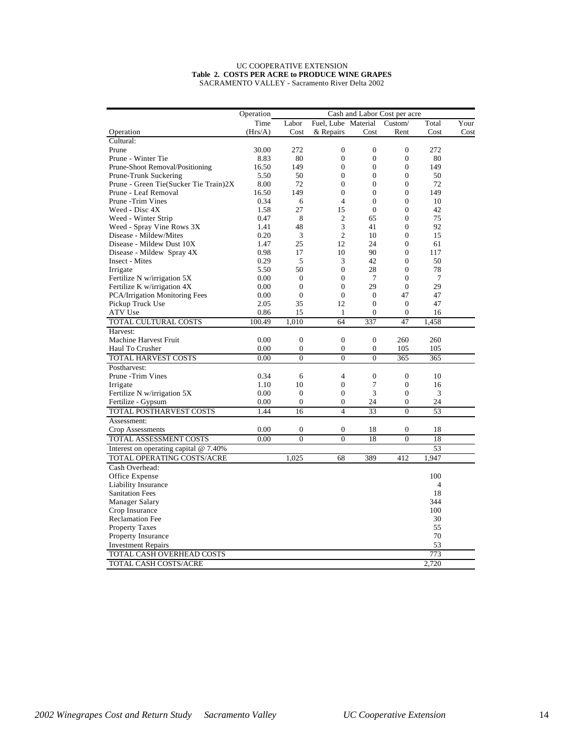UC COOPERATIVE EXTENSION

**Table 2. COSTS PER ACRE to PRODUCE WINE GRAPES**

SACRAMENTO VALLEY - Sacramento River Delta 2002

| | Operation | Cash and Labor Cost per acre | | | | | |
|---|---|---|---|---|---|---|---|
| Operation | Time (Hrs/A) | Labor Cost | Fuel, Lube & Repairs | Material Cost | Custom/ Rent | Total Cost | Your Cost |
| Cultural: | | | | | | | |
| Prune | 30.00 | 272 | 0 | 0 | 0 | 272 | |
| Prune - Winter Tie | 8.83 | 80 | 0 | 0 | 0 | 80 | |
| Prune-Shoot Removal/Positioning | 16.50 | 149 | 0 | 0 | 0 | 149 | |
| Prune-Trunk Suckering | 5.50 | 50 | 0 | 0 | 0 | 50 | |
| Prune - Green Tie(Sucker Tie Train)2X | 8.00 | 72 | 0 | 0 | 0 | 72 | |
| Prune - Leaf Removal | 16.50 | 149 | 0 | 0 | 0 | 149 | |
| Prune -Trim Vines | 0.34 | 6 | 4 | 0 | 0 | 10 | |
| Weed - Disc 4X | 1.58 | 27 | 15 | 0 | 0 | 42 | |
| Weed - Winter Strip | 0.47 | 8 | 2 | 65 | 0 | 75 | |
| Weed - Spray Vine Rows 3X | 1.41 | 48 | 3 | 41 | 0 | 92 | |
| Disease - Mildew/Mites | 0.20 | 3 | 2 | 10 | 0 | 15 | |
| Disease - Mildew Dust 10X | 1.47 | 25 | 12 | 24 | 0 | 61 | |
| Disease - Mildew Spray 4X | 0.98 | 17 | 10 | 90 | 0 | 117 | |
| Insect - Mites | 0.29 | 5 | 3 | 42 | 0 | 50 | |
| Irrigate | 5.50 | 50 | 0 | 28 | 0 | 78 | |
| Fertilize N w/irrigation 5X | 0.00 | 0 | 0 | 7 | 0 | 7 | |
| Fertilize K w/irrigation 4X | 0.00 | 0 | 0 | 29 | 0 | 29 | |
| PCA/Irrigation Monitoring Fees | 0.00 | 0 | 0 | 0 | 47 | 47 | |
| Pickup Truck Use | 2.05 | 35 | 12 | 0 | 0 | 47 | |
| ATV Use | 0.86 | 15 | 1 | 0 | 0 | 16 | |
| TOTAL CULTURAL COSTS | 100.49 | 1,010 | 64 | 337 | 47 | 1,458 | |
| Harvest: | | | | | | | |
| Machine Harvest Fruit | 0.00 | 0 | 0 | 0 | 260 | 260 | |
| Haul To Crusher | 0.00 | 0 | 0 | 0 | 105 | 105 | |
| TOTAL HARVEST COSTS | 0.00 | 0 | 0 | 0 | 365 | 365 | |
| Postharvest: | | | | | | | |
| Prune -Trim Vines | 0.34 | 6 | 4 | 0 | 0 | 10 | |
| Irrigate | 1.10 | 10 | 0 | 7 | 0 | 16 | |
| Fertilize N w/irrigation 5X | 0.00 | 0 | 0 | 3 | 0 | 3 | |
| Fertilize - Gypsum | 0.00 | 0 | 0 | 24 | 0 | 24 | |
| TOTAL POSTHARVEST COSTS | 1.44 | 16 | 4 | 33 | 0 | 53 | |
| Assessment: | | | | | | | |
| Crop Assessments | 0.00 | 0 | 0 | 18 | 0 | 18 | |
| TOTAL ASSESSMENT COSTS | 0.00 | 0 | 0 | 18 | 0 | 18 | |
| Interest on operating capital @ 7.40% | | | | | | 53 | |
| TOTAL OPERATING COSTS/ACRE | | 1,025 | 68 | 389 | 412 | 1,947 | |
| Cash Overhead: | | | | | | | |
| Office Expense | | | | | | 100 | |
| Liability Insurance | | | | | | 4 | |
| Sanitation Fees | | | | | | 18 | |
| Manager Salary | | | | | | 344 | |
| Crop Insurance | | | | | | 100 | |
| Reclamation Fee | | | | | | 30 | |
| Property Taxes | | | | | | 55 | |
| Property Insurance | | | | | | 70 | |
| Investment Repairs | | | | | | 53 | |
| TOTAL CASH OVERHEAD COSTS | | | | | | 773 | |
| TOTAL CASH COSTS/ACRE | | | | | | 2,720 | |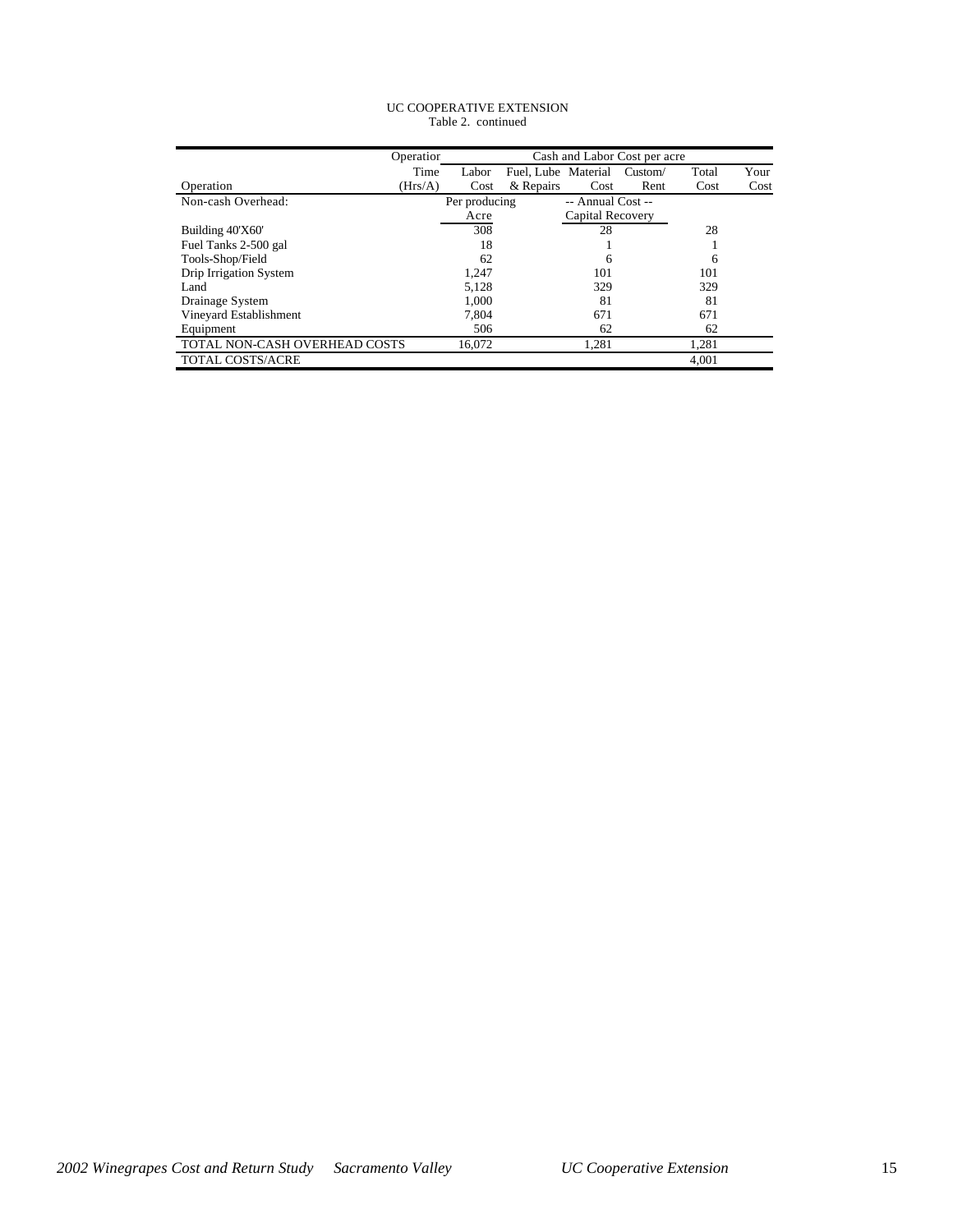UC COOPERATIVE EXTENSION

Table 2. continued

| Operation | Operation Time (Hrs/A) | Labor Cost | Fuel, Lube & Repairs | Material Cost | Custom/ Rent | Total Cost | Your Cost |
|---|---|---|---|---|---|---|---|
| | | Cash and Labor Cost per acre | | | | | |
| Non-cash Overhead: | | Per producing Acre | | -- Annual Cost -- Capital Recovery | | | |
| Building 40'X60' | | 308 | | 28 | | 28 | |
| Fuel Tanks 2-500 gal | | 18 | | 1 | | 1 | |
| Tools-Shop/Field | | 62 | | 6 | | 6 | |
| Drip Irrigation System | | 1,247 | | 101 | | 101 | |
| Land | | 5,128 | | 329 | | 329 | |
| Drainage System | | 1,000 | | 81 | | 81 | |
| Vineyard Establishment | | 7,804 | | 671 | | 671 | |
| Equipment | | 506 | | 62 | | 62 | |
| TOTAL NON-CASH OVERHEAD COSTS | | 16,072 | | 1,281 | | 1,281 | |
| TOTAL COSTS/ACRE | | | | | | 4,001 | |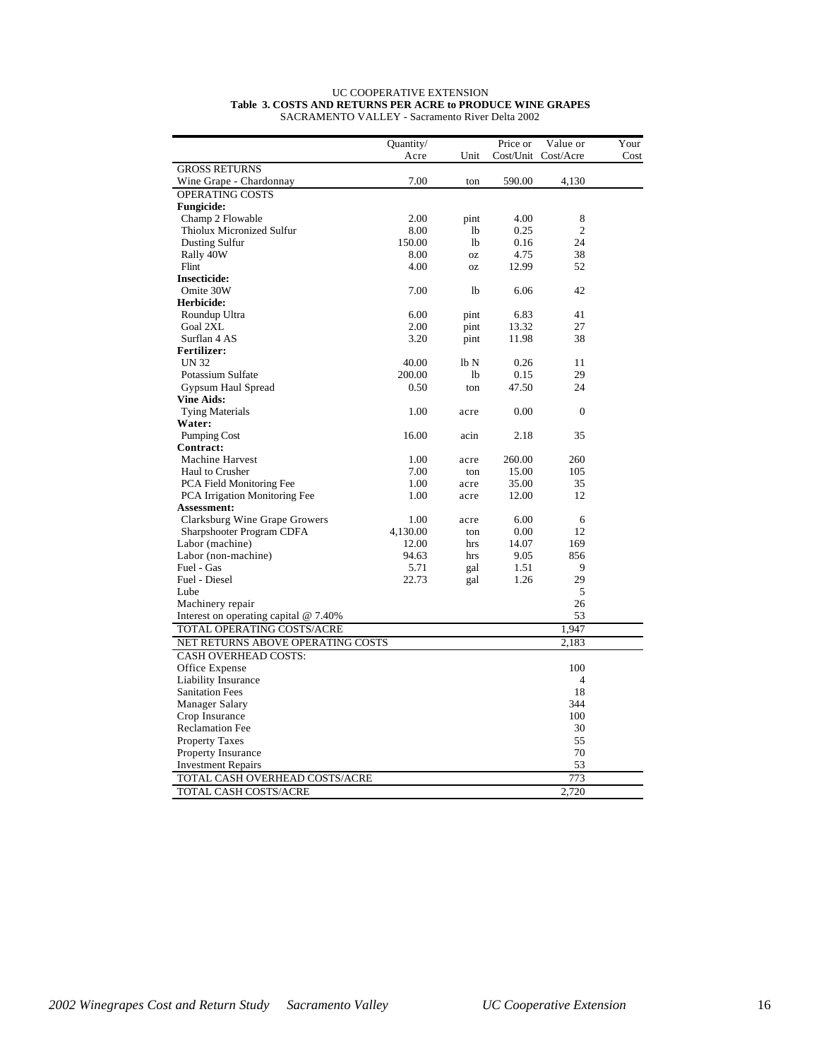UC COOPERATIVE EXTENSION

**Table 3. COSTS AND RETURNS PER ACRE to PRODUCE WINE GRAPES**

SACRAMENTO VALLEY - Sacramento River Delta 2002

| | Quantity/ Acre | Unit | Price or Cost/Unit | Value or Cost/Acre | Your Cost |
|---|---|---|---|---|---|
| GROSS RETURNS | | | | | |
| Wine Grape - Chardonnay | 7.00 | ton | 590.00 | 4,130 | |
| OPERATING COSTS | | | | | |
| **Fungicide:** | | | | | |
| Champ 2 Flowable | 2.00 | pint | 4.00 | 8 | |
| Thiolux Micronized Sulfur | 8.00 | lb | 0.25 | 2 | |
| Dusting Sulfur | 150.00 | lb | 0.16 | 24 | |
| Rally 40W | 8.00 | oz | 4.75 | 38 | |
| Flint | 4.00 | oz | 12.99 | 52 | |
| **Insecticide:** | | | | | |
| Omite 30W | 7.00 | lb | 6.06 | 42 | |
| **Herbicide:** | | | | | |
| Roundup Ultra | 6.00 | pint | 6.83 | 41 | |
| Goal 2XL | 2.00 | pint | 13.32 | 27 | |
| Surflan 4 AS | 3.20 | pint | 11.98 | 38 | |
| **Fertilizer:** | | | | | |
| UN 32 | 40.00 | lb N | 0.26 | 11 | |
| Potassium Sulfate | 200.00 | lb | 0.15 | 29 | |
| Gypsum Haul Spread | 0.50 | ton | 47.50 | 24 | |
| **Vine Aids:** | | | | | |
| Tying Materials | 1.00 | acre | 0.00 | 0 | |
| **Water:** | | | | | |
| Pumping Cost | 16.00 | acin | 2.18 | 35 | |
| **Contract:** | | | | | |
| Machine Harvest | 1.00 | acre | 260.00 | 260 | |
| Haul to Crusher | 7.00 | ton | 15.00 | 105 | |
| PCA Field Monitoring Fee | 1.00 | acre | 35.00 | 35 | |
| PCA Irrigation Monitoring Fee | 1.00 | acre | 12.00 | 12 | |
| **Assessment:** | | | | | |
| Clarksburg Wine Grape Growers | 1.00 | acre | 6.00 | 6 | |
| Sharpshooter Program CDFA | 4,130.00 | ton | 0.00 | 12 | |
| Labor (machine) | 12.00 | hrs | 14.07 | 169 | |
| Labor (non-machine) | 94.63 | hrs | 9.05 | 856 | |
| Fuel - Gas | 5.71 | gal | 1.51 | 9 | |
| Fuel - Diesel | 22.73 | gal | 1.26 | 29 | |
| Lube | | | | 5 | |
| Machinery repair | | | | 26 | |
| Interest on operating capital @ 7.40% | | | | 53 | |
| TOTAL OPERATING COSTS/ACRE | | | | 1,947 | |
| NET RETURNS ABOVE OPERATING COSTS | | | | 2,183 | |
| CASH OVERHEAD COSTS: | | | | | |
| Office Expense | | | | 100 | |
| Liability Insurance | | | | 4 | |
| Sanitation Fees | | | | 18 | |
| Manager Salary | | | | 344 | |
| Crop Insurance | | | | 100 | |
| Reclamation Fee | | | | 30 | |
| Property Taxes | | | | 55 | |
| Property Insurance | | | | 70 | |
| Investment Repairs | | | | 53 | |
| TOTAL CASH OVERHEAD COSTS/ACRE | | | | 773 | |
| TOTAL CASH COSTS/ACRE | | | | 2,720 | |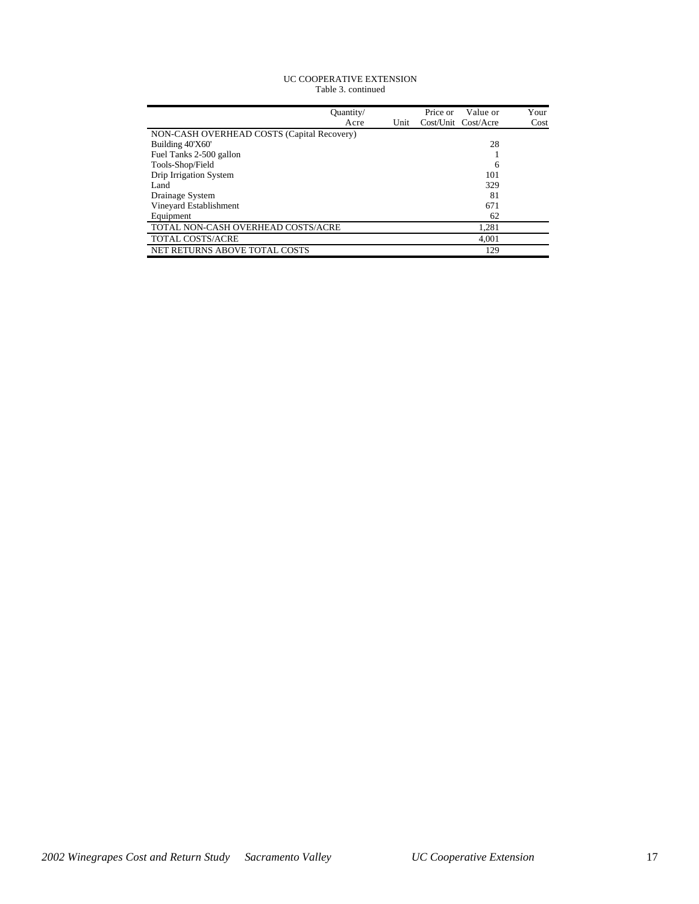UC COOPERATIVE EXTENSION
Table 3. continued

| | Quantity/ Acre | Unit | Price or Cost/Unit | Value or Cost/Acre | Your Cost |
|---|---|---|---|---|---|
| NON-CASH OVERHEAD COSTS (Capital Recovery) | | | | | |
| Building 40'X60' | | | | 28 | |
| Fuel Tanks 2-500 gallon | | | | 1 | |
| Tools-Shop/Field | | | | 6 | |
| Drip Irrigation System | | | | 101 | |
| Land | | | | 329 | |
| Drainage System | | | | 81 | |
| Vineyard Establishment | | | | 671 | |
| Equipment | | | | 62 | |
| TOTAL NON-CASH OVERHEAD COSTS/ACRE | | | | 1,281 | |
| TOTAL COSTS/ACRE | | | | 4,001 | |
| NET RETURNS ABOVE TOTAL COSTS | | | | 129 | |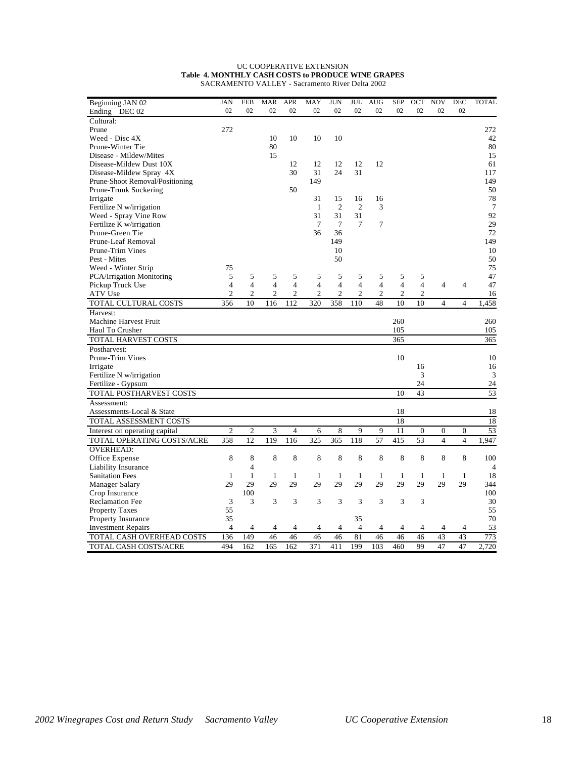UC COOPERATIVE EXTENSION

**Table 4. MONTHLY CASH COSTS to PRODUCE WINE GRAPES**

SACRAMENTO VALLEY - Sacramento River Delta 2002

| Beginning JAN 02<br>Ending DEC 02 | JAN 02 | FEB 02 | MAR 02 | APR 02 | MAY 02 | JUN 02 | JUL 02 | AUG 02 | SEP 02 | OCT 02 | NOV 02 | DEC 02 | TOTAL |
|---|---|---|---|---|---|---|---|---|---|---|---|---|---|
| Cultural: | | | | | | | | | | | | | |
| Prune | 272 | | | | | | | | | | | | 272 |
| Weed - Disc 4X | | | 10 | 10 | 10 | 10 | | | | | | | 42 |
| Prune-Winter Tie | | | 80 | | | | | | | | | | 80 |
| Disease - Mildew/Mites | | | 15 | | | | | | | | | | 15 |
| Disease-Mildew Dust 10X | | | | 12 | 12 | 12 | 12 | 12 | | | | | 61 |
| Disease-Mildew Spray 4X | | | | 30 | 31 | 24 | 31 | | | | | | 117 |
| Prune-Shoot Removal/Positioning | | | | | 149 | | | | | | | | 149 |
| Prune-Trunk Suckering | | | | 50 | | | | | | | | | 50 |
| Irrigate | | | | | 31 | 15 | 16 | 16 | | | | | 78 |
| Fertilize N w/irrigation | | | | | 1 | 2 | 2 | 3 | | | | | 7 |
| Weed - Spray Vine Row | | | | | 31 | 31 | 31 | | | | | | 92 |
| Fertilize K w/irrigation | | | | | 7 | 7 | 7 | 7 | | | | | 29 |
| Prune-Green Tie | | | | | 36 | 36 | | | | | | | 72 |
| Prune-Leaf Removal | | | | | | 149 | | | | | | | 149 |
| Prune-Trim Vines | | | | | | 10 | | | | | | | 10 |
| Pest - Mites | | | | | | 50 | | | | | | | 50 |
| Weed - Winter Strip | 75 | | | | | | | | | | | | 75 |
| PCA/Irrigation Monitoring | 5 | 5 | 5 | 5 | 5 | 5 | 5 | 5 | 5 | 5 | | | 47 |
| Pickup Truck Use | 4 | 4 | 4 | 4 | 4 | 4 | 4 | 4 | 4 | 4 | 4 | 4 | 47 |
| ATV Use | 2 | 2 | 2 | 2 | 2 | 2 | 2 | 2 | 2 | 2 | | | 16 |
| TOTAL CULTURAL COSTS | 356 | 10 | 116 | 112 | 320 | 358 | 110 | 48 | 10 | 10 | 4 | 4 | 1,458 |
| Harvest: | | | | | | | | | | | | | |
| Machine Harvest Fruit | | | | | | | | | 260 | | | | 260 |
| Haul To Crusher | | | | | | | | | 105 | | | | 105 |
| TOTAL HARVEST COSTS | | | | | | | | | 365 | | | | 365 |
| Postharvest: | | | | | | | | | | | | | |
| Prune-Trim Vines | | | | | | | | | 10 | | | | 10 |
| Irrigate | | | | | | | | | | 16 | | | 16 |
| Fertilize N w/irrigation | | | | | | | | | | 3 | | | 3 |
| Fertilize - Gypsum | | | | | | | | | | 24 | | | 24 |
| TOTAL POSTHARVEST COSTS | | | | | | | | | 10 | 43 | | | 53 |
| Assessment: | | | | | | | | | | | | | |
| Assessments-Local & State | | | | | | | | | 18 | | | | 18 |
| TOTAL ASSESSMENT COSTS | | | | | | | | | 18 | | | | 18 |
| Interest on operating capital | 2 | 2 | 3 | 4 | 6 | 8 | 9 | 9 | 11 | 0 | 0 | 0 | 53 |
| TOTAL OPERATING COSTS/ACRE | 358 | 12 | 119 | 116 | 325 | 365 | 118 | 57 | 415 | 53 | 4 | 4 | 1,947 |
| OVERHEAD: | | | | | | | | | | | | | |
| Office Expense | 8 | 8 | 8 | 8 | 8 | 8 | 8 | 8 | 8 | 8 | 8 | 8 | 100 |
| Liability Insurance | | 4 | | | | | | | | | | | 4 |
| Sanitation Fees | 1 | 1 | 1 | 1 | 1 | 1 | 1 | 1 | 1 | 1 | 1 | 1 | 18 |
| Manager Salary | 29 | 29 | 29 | 29 | 29 | 29 | 29 | 29 | 29 | 29 | 29 | 29 | 344 |
| Crop Insurance | | 100 | | | | | | | | | | | 100 |
| Reclamation Fee | 3 | 3 | 3 | 3 | 3 | 3 | 3 | 3 | 3 | 3 | | | 30 |
| Property Taxes | 55 | | | | | | | | | | | | 55 |
| Property Insurance | 35 | | | | | | 35 | | | | | | 70 |
| Investment Repairs | 4 | 4 | 4 | 4 | 4 | 4 | 4 | 4 | 4 | 4 | 4 | 4 | 53 |
| TOTAL CASH OVERHEAD COSTS | 136 | 149 | 46 | 46 | 46 | 46 | 81 | 46 | 46 | 46 | 43 | 43 | 773 |
| TOTAL CASH COSTS/ACRE | 494 | 162 | 165 | 162 | 371 | 411 | 199 | 103 | 460 | 99 | 47 | 47 | 2,720 |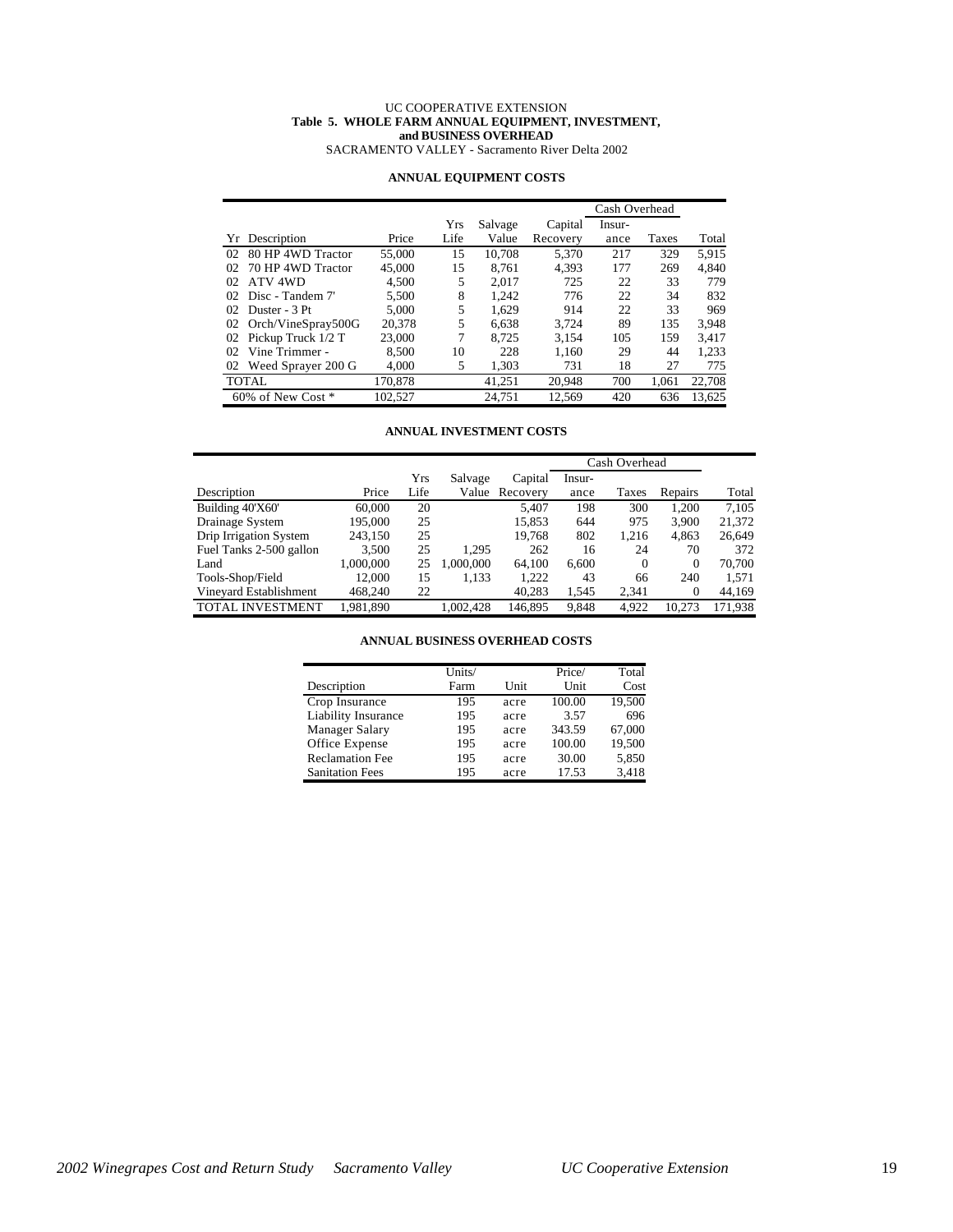UC COOPERATIVE EXTENSION
**Table 5. WHOLE FARM ANNUAL EQUIPMENT, INVESTMENT, and BUSINESS OVERHEAD**
SACRAMENTO VALLEY - Sacramento River Delta 2002

**ANNUAL EQUIPMENT COSTS**

| | | | | | | Cash Overhead | | |
|---|---|---|---|---|---|---|---|---|
| Yr | Description | Price | Yrs Life | Salvage Value | Capital Recovery | Insur-ance | Taxes | Total |
| 02 | 80 HP 4WD Tractor | 55,000 | 15 | 10,708 | 5,370 | 217 | 329 | 5,915 |
| 02 | 70 HP 4WD Tractor | 45,000 | 15 | 8,761 | 4,393 | 177 | 269 | 4,840 |
| 02 | ATV 4WD | 4,500 | 5 | 2,017 | 725 | 22 | 33 | 779 |
| 02 | Disc - Tandem 7' | 5,500 | 8 | 1,242 | 776 | 22 | 34 | 832 |
| 02 | Duster - 3 Pt | 5,000 | 5 | 1,629 | 914 | 22 | 33 | 969 |
| 02 | Orch/VineSpray500G | 20,378 | 5 | 6,638 | 3,724 | 89 | 135 | 3,948 |
| 02 | Pickup Truck 1/2 T | 23,000 | 7 | 8,725 | 3,154 | 105 | 159 | 3,417 |
| 02 | Vine Trimmer - | 8,500 | 10 | 228 | 1,160 | 29 | 44 | 1,233 |
| 02 | Weed Sprayer 200 G | 4,000 | 5 | 1,303 | 731 | 18 | 27 | 775 |
| TOTAL | | 170,878 | | 41,251 | 20,948 | 700 | 1,061 | 22,708 |
| 60% of New Cost * | | 102,527 | | 24,751 | 12,569 | 420 | 636 | 13,625 |

**ANNUAL INVESTMENT COSTS**

| | | | | | Cash Overhead | | | |
|---|---|---|---|---|---|---|---|---|
| Description | Price | Yrs Life | Salvage Value | Capital Recovery | Insur-ance | Taxes | Repairs | Total |
| Building 40'X60' | 60,000 | 20 | | 5,407 | 198 | 300 | 1,200 | 7,105 |
| Drainage System | 195,000 | 25 | | 15,853 | 644 | 975 | 3,900 | 21,372 |
| Drip Irrigation System | 243,150 | 25 | | 19,768 | 802 | 1,216 | 4,863 | 26,649 |
| Fuel Tanks 2-500 gallon | 3,500 | 25 | 1,295 | 262 | 16 | 24 | 70 | 372 |
| Land | 1,000,000 | 25 | 1,000,000 | 64,100 | 6,600 | 0 | 0 | 70,700 |
| Tools-Shop/Field | 12,000 | 15 | 1,133 | 1,222 | 43 | 66 | 240 | 1,571 |
| Vineyard Establishment | 468,240 | 22 | | 40,283 | 1,545 | 2,341 | 0 | 44,169 |
| TOTAL INVESTMENT | 1,981,890 | | 1,002,428 | 146,895 | 9,848 | 4,922 | 10,273 | 171,938 |

**ANNUAL BUSINESS OVERHEAD COSTS**

| Description | Units/ Farm | Unit | Price/ Unit | Total Cost |
|---|---|---|---|---|
| Crop Insurance | 195 | acre | 100.00 | 19,500 |
| Liability Insurance | 195 | acre | 3.57 | 696 |
| Manager Salary | 195 | acre | 343.59 | 67,000 |
| Office Expense | 195 | acre | 100.00 | 19,500 |
| Reclamation Fee | 195 | acre | 30.00 | 5,850 |
| Sanitation Fees | 195 | acre | 17.53 | 3,418 |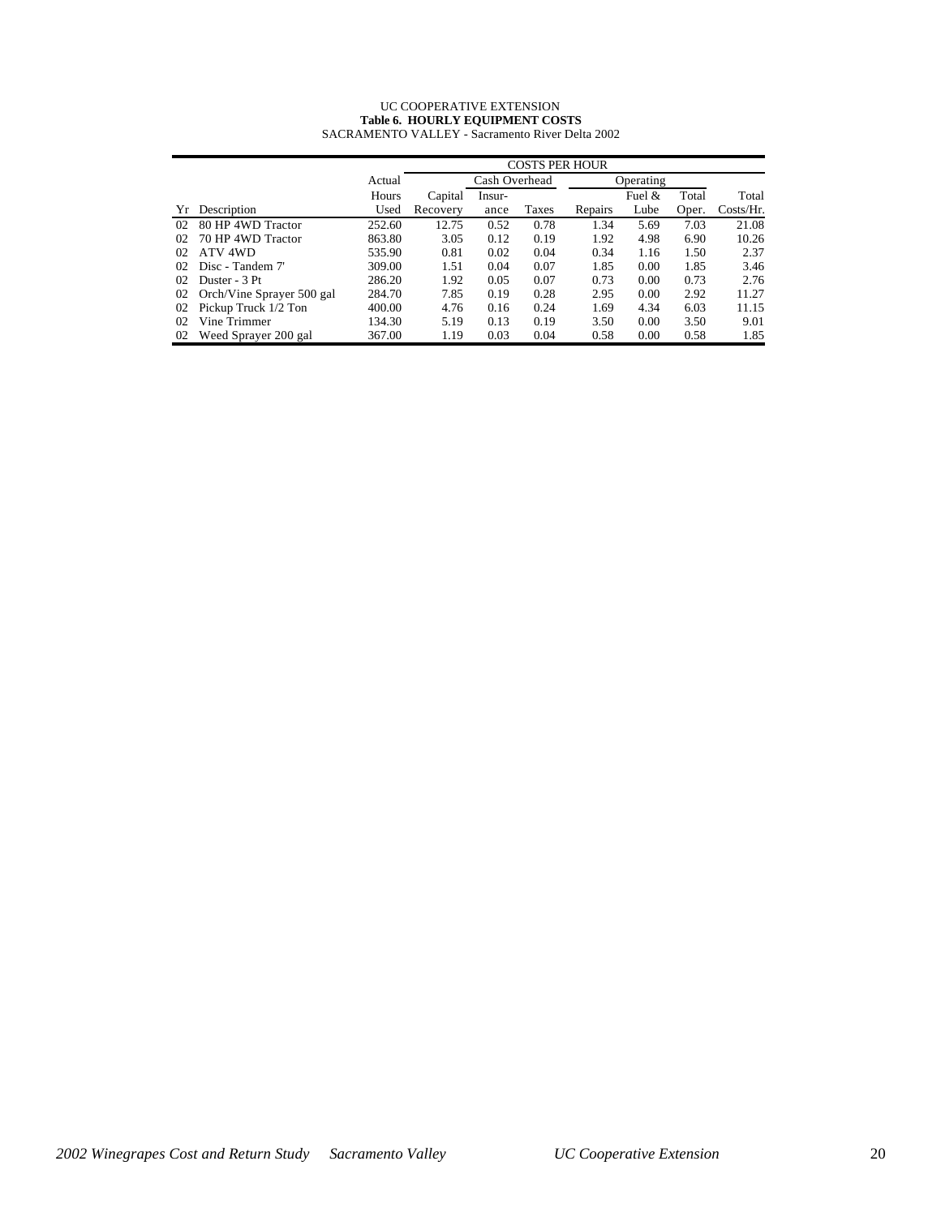UC COOPERATIVE EXTENSION

**Table 6. HOURLY EQUIPMENT COSTS**

SACRAMENTO VALLEY - Sacramento River Delta 2002

| | | | COSTS PER HOUR | | | | | | |
|---|---|---|---|---|---|---|---|---|---|
| | | Actual | | Cash Overhead | | Operating | | | |
| | | Hours | Capital | Insur- | | | Fuel & | Total | Total |
| Yr | Description | Used | Recovery | ance | Taxes | Repairs | Lube | Oper. | Costs/Hr. |
| 02 | 80 HP 4WD Tractor | 252.60 | 12.75 | 0.52 | 0.78 | 1.34 | 5.69 | 7.03 | 21.08 |
| 02 | 70 HP 4WD Tractor | 863.80 | 3.05 | 0.12 | 0.19 | 1.92 | 4.98 | 6.90 | 10.26 |
| 02 | ATV 4WD | 535.90 | 0.81 | 0.02 | 0.04 | 0.34 | 1.16 | 1.50 | 2.37 |
| 02 | Disc - Tandem 7' | 309.00 | 1.51 | 0.04 | 0.07 | 1.85 | 0.00 | 1.85 | 3.46 |
| 02 | Duster - 3 Pt | 286.20 | 1.92 | 0.05 | 0.07 | 0.73 | 0.00 | 0.73 | 2.76 |
| 02 | Orch/Vine Sprayer 500 gal | 284.70 | 7.85 | 0.19 | 0.28 | 2.95 | 0.00 | 2.92 | 11.27 |
| 02 | Pickup Truck 1/2 Ton | 400.00 | 4.76 | 0.16 | 0.24 | 1.69 | 4.34 | 6.03 | 11.15 |
| 02 | Vine Trimmer | 134.30 | 5.19 | 0.13 | 0.19 | 3.50 | 0.00 | 3.50 | 9.01 |
| 02 | Weed Sprayer 200 gal | 367.00 | 1.19 | 0.03 | 0.04 | 0.58 | 0.00 | 0.58 | 1.85 |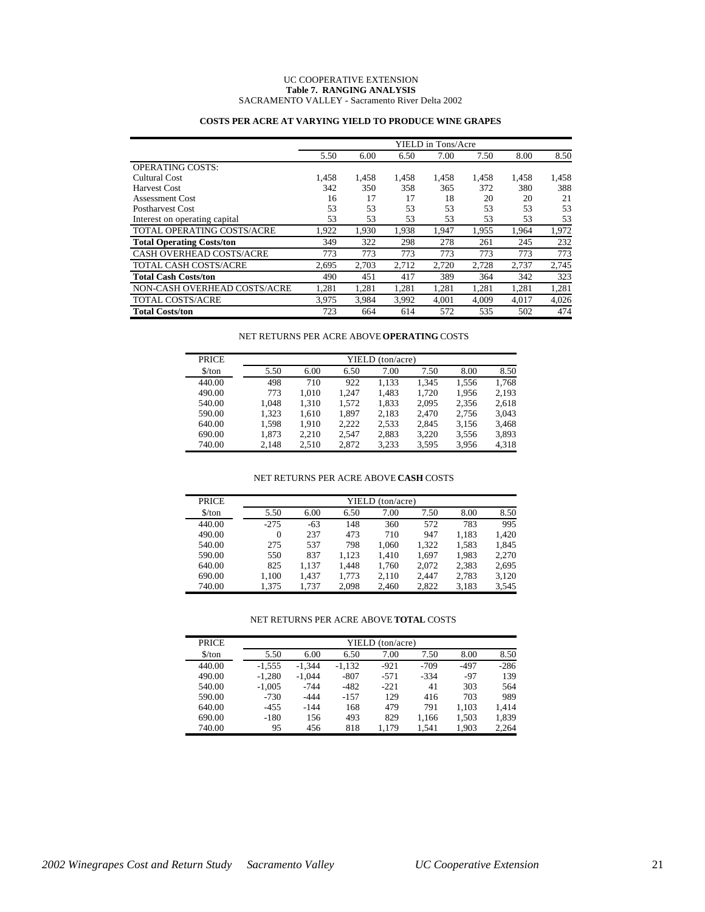UC COOPERATIVE EXTENSION

**Table 7. RANGING ANALYSIS**

SACRAMENTO VALLEY - Sacramento River Delta 2002

**COSTS PER ACRE AT VARYING YIELD TO PRODUCE WINE GRAPES**

| | YIELD in Tons/Acre | | | | | | |
|---|---|---|---|---|---|---|---|
| | 5.50 | 6.00 | 6.50 | 7.00 | 7.50 | 8.00 | 8.50 |
| OPERATING COSTS: | | | | | | | |
| Cultural Cost | 1,458 | 1,458 | 1,458 | 1,458 | 1,458 | 1,458 | 1,458 |
| Harvest Cost | 342 | 350 | 358 | 365 | 372 | 380 | 388 |
| Assessment Cost | 16 | 17 | 17 | 18 | 20 | 20 | 21 |
| Postharvest Cost | 53 | 53 | 53 | 53 | 53 | 53 | 53 |
| Interest on operating capital | 53 | 53 | 53 | 53 | 53 | 53 | 53 |
| TOTAL OPERATING COSTS/ACRE | 1,922 | 1,930 | 1,938 | 1,947 | 1,955 | 1,964 | 1,972 |
| **Total Operating Costs/ton** | 349 | 322 | 298 | 278 | 261 | 245 | 232 |
| CASH OVERHEAD COSTS/ACRE | 773 | 773 | 773 | 773 | 773 | 773 | 773 |
| TOTAL CASH COSTS/ACRE | 2,695 | 2,703 | 2,712 | 2,720 | 2,728 | 2,737 | 2,745 |
| **Total Cash Costs/ton** | 490 | 451 | 417 | 389 | 364 | 342 | 323 |
| NON-CASH OVERHEAD COSTS/ACRE | 1,281 | 1,281 | 1,281 | 1,281 | 1,281 | 1,281 | 1,281 |
| TOTAL COSTS/ACRE | 3,975 | 3,984 | 3,992 | 4,001 | 4,009 | 4,017 | 4,026 |
| **Total Costs/ton** | 723 | 664 | 614 | 572 | 535 | 502 | 474 |

NET RETURNS PER ACRE ABOVE **OPERATING** COSTS

| PRICE | YIELD (ton/acre) | | | | | | |
|---|---|---|---|---|---|---|---|
| $/ton | 5.50 | 6.00 | 6.50 | 7.00 | 7.50 | 8.00 | 8.50 |
| 440.00 | 498 | 710 | 922 | 1,133 | 1,345 | 1,556 | 1,768 |
| 490.00 | 773 | 1,010 | 1,247 | 1,483 | 1,720 | 1,956 | 2,193 |
| 540.00 | 1,048 | 1,310 | 1,572 | 1,833 | 2,095 | 2,356 | 2,618 |
| 590.00 | 1,323 | 1,610 | 1,897 | 2,183 | 2,470 | 2,756 | 3,043 |
| 640.00 | 1,598 | 1,910 | 2,222 | 2,533 | 2,845 | 3,156 | 3,468 |
| 690.00 | 1,873 | 2,210 | 2,547 | 2,883 | 3,220 | 3,556 | 3,893 |
| 740.00 | 2,148 | 2,510 | 2,872 | 3,233 | 3,595 | 3,956 | 4,318 |

NET RETURNS PER ACRE ABOVE **CASH** COSTS

| PRICE | YIELD (ton/acre) | | | | | | |
|---|---|---|---|---|---|---|---|
| $/ton | 5.50 | 6.00 | 6.50 | 7.00 | 7.50 | 8.00 | 8.50 |
| 440.00 | -275 | -63 | 148 | 360 | 572 | 783 | 995 |
| 490.00 | 0 | 237 | 473 | 710 | 947 | 1,183 | 1,420 |
| 540.00 | 275 | 537 | 798 | 1,060 | 1,322 | 1,583 | 1,845 |
| 590.00 | 550 | 837 | 1,123 | 1,410 | 1,697 | 1,983 | 2,270 |
| 640.00 | 825 | 1,137 | 1,448 | 1,760 | 2,072 | 2,383 | 2,695 |
| 690.00 | 1,100 | 1,437 | 1,773 | 2,110 | 2,447 | 2,783 | 3,120 |
| 740.00 | 1,375 | 1,737 | 2,098 | 2,460 | 2,822 | 3,183 | 3,545 |

NET RETURNS PER ACRE ABOVE **TOTAL** COSTS

| PRICE | YIELD (ton/acre) | | | | | | |
|---|---|---|---|---|---|---|---|
| $/ton | 5.50 | 6.00 | 6.50 | 7.00 | 7.50 | 8.00 | 8.50 |
| 440.00 | -1,555 | -1,344 | -1,132 | -921 | -709 | -497 | -286 |
| 490.00 | -1,280 | -1,044 | -807 | -571 | -334 | -97 | 139 |
| 540.00 | -1,005 | -744 | -482 | -221 | 41 | 303 | 564 |
| 590.00 | -730 | -444 | -157 | 129 | 416 | 703 | 989 |
| 640.00 | -455 | -144 | 168 | 479 | 791 | 1,103 | 1,414 |
| 690.00 | -180 | 156 | 493 | 829 | 1,166 | 1,503 | 1,839 |
| 740.00 | 95 | 456 | 818 | 1,179 | 1,541 | 1,903 | 2,264 |